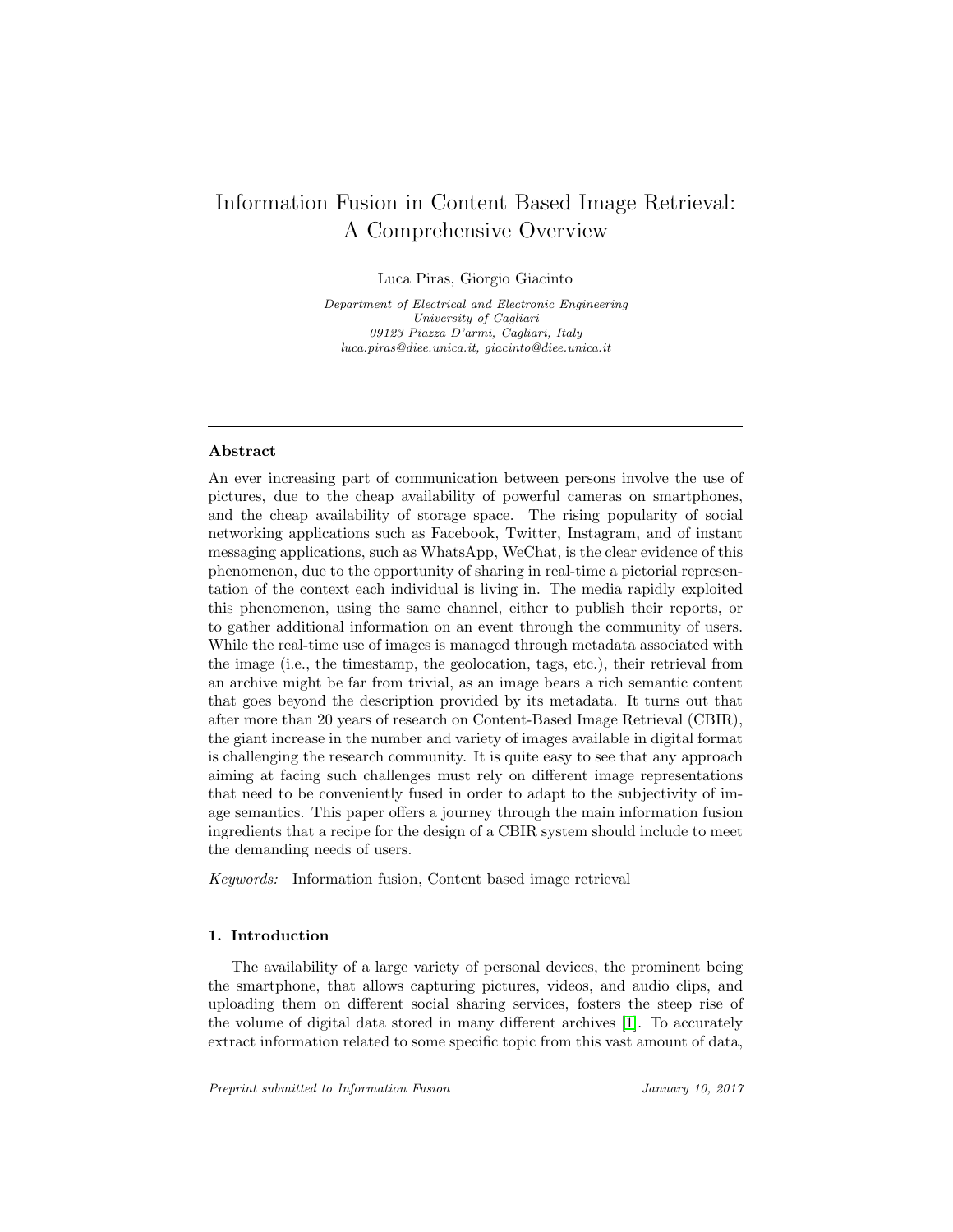# Information Fusion in Content Based Image Retrieval: A Comprehensive Overview

Luca Piras, Giorgio Giacinto

*Department of Electrical and Electronic Engineering*
*University of Cagliari*
*09123 Piazza D'armi, Cagliari, Italy*
*luca.piras@diee.unica.it, giacinto@diee.unica.it*

---

### Abstract

An ever increasing part of communication between persons involve the use of pictures, due to the cheap availability of powerful cameras on smartphones, and the cheap availability of storage space. The rising popularity of social networking applications such as Facebook, Twitter, Instagram, and of instant messaging applications, such as WhatsApp, WeChat, is the clear evidence of this phenomenon, due to the opportunity of sharing in real-time a pictorial representation of the context each individual is living in. The media rapidly exploited this phenomenon, using the same channel, either to publish their reports, or to gather additional information on an event through the community of users. While the real-time use of images is managed through metadata associated with the image (i.e., the timestamp, the geolocation, tags, etc.), their retrieval from an archive might be far from trivial, as an image bears a rich semantic content that goes beyond the description provided by its metadata. It turns out that after more than 20 years of research on Content-Based Image Retrieval (CBIR), the giant increase in the number and variety of images available in digital format is challenging the research community. It is quite easy to see that any approach aiming at facing such challenges must rely on different image representations that need to be conveniently fused in order to adapt to the subjectivity of image semantics. This paper offers a journey through the main information fusion ingredients that a recipe for the design of a CBIR system should include to meet the demanding needs of users.

*Keywords:* Information fusion, Content based image retrieval

---

## 1. Introduction

The availability of a large variety of personal devices, the prominent being the smartphone, that allows capturing pictures, videos, and audio clips, and uploading them on different social sharing services, fosters the steep rise of the volume of digital data stored in many different archives [1]. To accurately extract information related to some specific topic from this vast amount of data,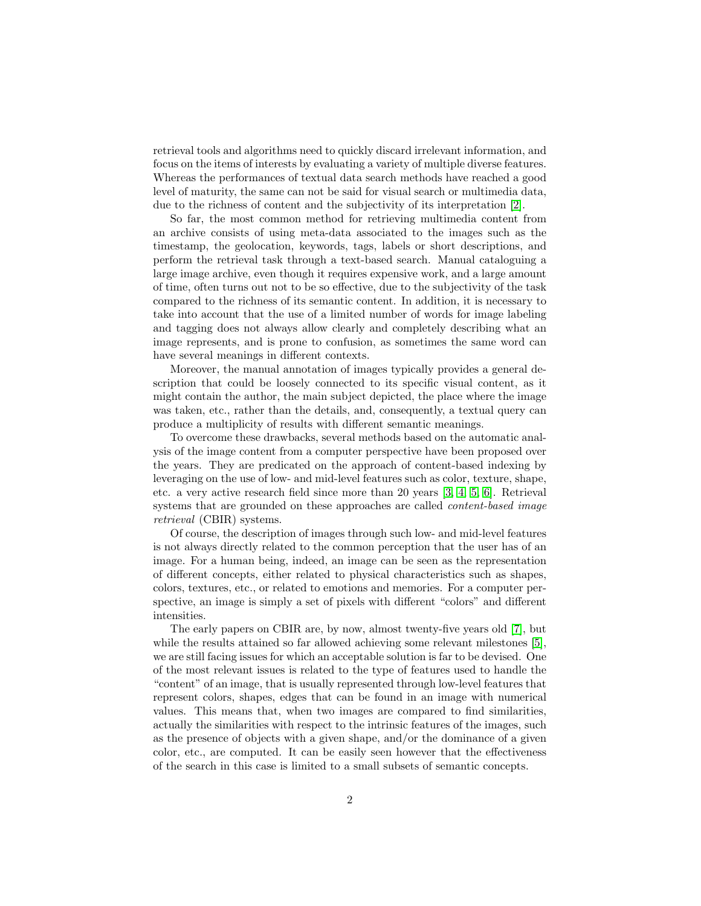retrieval tools and algorithms need to quickly discard irrelevant information, and focus on the items of interests by evaluating a variety of multiple diverse features. Whereas the performances of textual data search methods have reached a good level of maturity, the same can not be said for visual search or multimedia data, due to the richness of content and the subjectivity of its interpretation [2].

So far, the most common method for retrieving multimedia content from an archive consists of using meta-data associated to the images such as the timestamp, the geolocation, keywords, tags, labels or short descriptions, and perform the retrieval task through a text-based search. Manual cataloguing a large image archive, even though it requires expensive work, and a large amount of time, often turns out not to be so effective, due to the subjectivity of the task compared to the richness of its semantic content. In addition, it is necessary to take into account that the use of a limited number of words for image labeling and tagging does not always allow clearly and completely describing what an image represents, and is prone to confusion, as sometimes the same word can have several meanings in different contexts.

Moreover, the manual annotation of images typically provides a general description that could be loosely connected to its specific visual content, as it might contain the author, the main subject depicted, the place where the image was taken, etc., rather than the details, and, consequently, a textual query can produce a multiplicity of results with different semantic meanings.

To overcome these drawbacks, several methods based on the automatic analysis of the image content from a computer perspective have been proposed over the years. They are predicated on the approach of content-based indexing by leveraging on the use of low- and mid-level features such as color, texture, shape, etc. a very active research field since more than 20 years [3, 4, 5, 6]. Retrieval systems that are grounded on these approaches are called *content-based image retrieval* (CBIR) systems.

Of course, the description of images through such low- and mid-level features is not always directly related to the common perception that the user has of an image. For a human being, indeed, an image can be seen as the representation of different concepts, either related to physical characteristics such as shapes, colors, textures, etc., or related to emotions and memories. For a computer perspective, an image is simply a set of pixels with different "colors" and different intensities.

The early papers on CBIR are, by now, almost twenty-five years old [7], but while the results attained so far allowed achieving some relevant milestones [5], we are still facing issues for which an acceptable solution is far to be devised. One of the most relevant issues is related to the type of features used to handle the "content" of an image, that is usually represented through low-level features that represent colors, shapes, edges that can be found in an image with numerical values. This means that, when two images are compared to find similarities, actually the similarities with respect to the intrinsic features of the images, such as the presence of objects with a given shape, and/or the dominance of a given color, etc., are computed. It can be easily seen however that the effectiveness of the search in this case is limited to a small subsets of semantic concepts.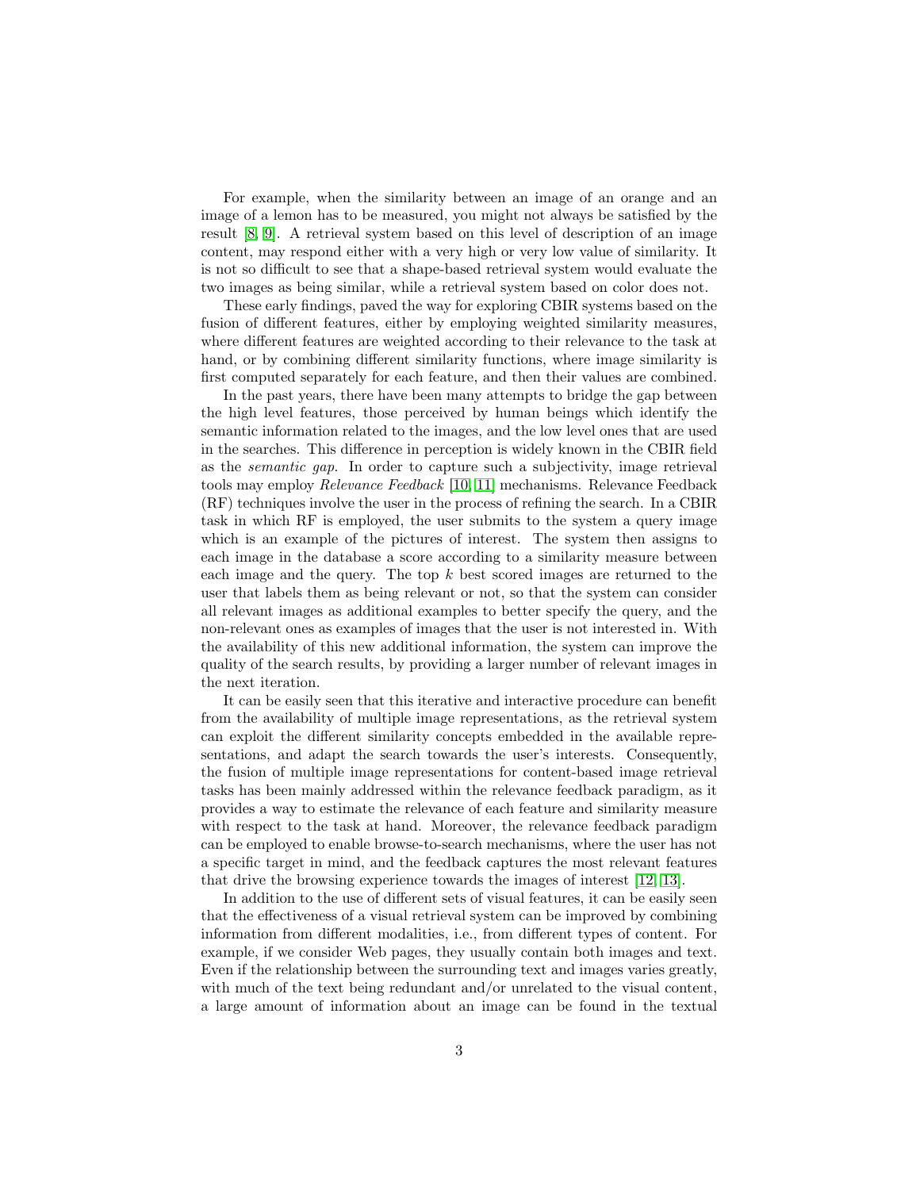For example, when the similarity between an image of an orange and an image of a lemon has to be measured, you might not always be satisfied by the result [8, 9]. A retrieval system based on this level of description of an image content, may respond either with a very high or very low value of similarity. It is not so difficult to see that a shape-based retrieval system would evaluate the two images as being similar, while a retrieval system based on color does not.

These early findings, paved the way for exploring CBIR systems based on the fusion of different features, either by employing weighted similarity measures, where different features are weighted according to their relevance to the task at hand, or by combining different similarity functions, where image similarity is first computed separately for each feature, and then their values are combined.

In the past years, there have been many attempts to bridge the gap between the high level features, those perceived by human beings which identify the semantic information related to the images, and the low level ones that are used in the searches. This difference in perception is widely known in the CBIR field as the *semantic gap*. In order to capture such a subjectivity, image retrieval tools may employ *Relevance Feedback* [10, 11] mechanisms. Relevance Feedback (RF) techniques involve the user in the process of refining the search. In a CBIR task in which RF is employed, the user submits to the system a query image which is an example of the pictures of interest. The system then assigns to each image in the database a score according to a similarity measure between each image and the query. The top $k$ best scored images are returned to the user that labels them as being relevant or not, so that the system can consider all relevant images as additional examples to better specify the query, and the non-relevant ones as examples of images that the user is not interested in. With the availability of this new additional information, the system can improve the quality of the search results, by providing a larger number of relevant images in the next iteration.

It can be easily seen that this iterative and interactive procedure can benefit from the availability of multiple image representations, as the retrieval system can exploit the different similarity concepts embedded in the available representations, and adapt the search towards the user's interests. Consequently, the fusion of multiple image representations for content-based image retrieval tasks has been mainly addressed within the relevance feedback paradigm, as it provides a way to estimate the relevance of each feature and similarity measure with respect to the task at hand. Moreover, the relevance feedback paradigm can be employed to enable browse-to-search mechanisms, where the user has not a specific target in mind, and the feedback captures the most relevant features that drive the browsing experience towards the images of interest [12, 13].

In addition to the use of different sets of visual features, it can be easily seen that the effectiveness of a visual retrieval system can be improved by combining information from different modalities, i.e., from different types of content. For example, if we consider Web pages, they usually contain both images and text. Even if the relationship between the surrounding text and images varies greatly, with much of the text being redundant and/or unrelated to the visual content, a large amount of information about an image can be found in the textual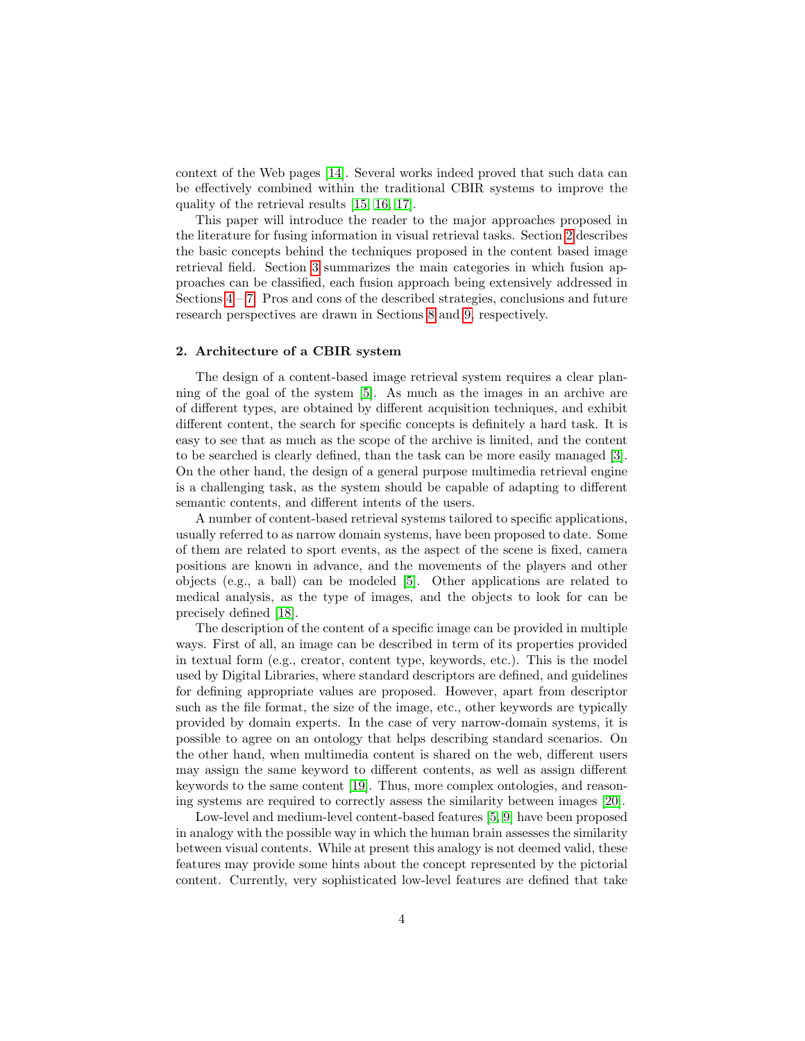context of the Web pages [14]. Several works indeed proved that such data can be effectively combined within the traditional CBIR systems to improve the quality of the retrieval results [15, 16, 17].

This paper will introduce the reader to the major approaches proposed in the literature for fusing information in visual retrieval tasks. Section 2 describes the basic concepts behind the techniques proposed in the content based image retrieval field. Section 3 summarizes the main categories in which fusion approaches can be classified, each fusion approach being extensively addressed in Sections 4 – 7. Pros and cons of the described strategies, conclusions and future research perspectives are drawn in Sections 8 and 9, respectively.

## 2. Architecture of a CBIR system

The design of a content-based image retrieval system requires a clear planning of the goal of the system [5]. As much as the images in an archive are of different types, are obtained by different acquisition techniques, and exhibit different content, the search for specific concepts is definitely a hard task. It is easy to see that as much as the scope of the archive is limited, and the content to be searched is clearly defined, than the task can be more easily managed [3]. On the other hand, the design of a general purpose multimedia retrieval engine is a challenging task, as the system should be capable of adapting to different semantic contents, and different intents of the users.

A number of content-based retrieval systems tailored to specific applications, usually referred to as narrow domain systems, have been proposed to date. Some of them are related to sport events, as the aspect of the scene is fixed, camera positions are known in advance, and the movements of the players and other objects (e.g., a ball) can be modeled [5]. Other applications are related to medical analysis, as the type of images, and the objects to look for can be precisely defined [18].

The description of the content of a specific image can be provided in multiple ways. First of all, an image can be described in term of its properties provided in textual form (e.g., creator, content type, keywords, etc.). This is the model used by Digital Libraries, where standard descriptors are defined, and guidelines for defining appropriate values are proposed. However, apart from descriptor such as the file format, the size of the image, etc., other keywords are typically provided by domain experts. In the case of very narrow-domain systems, it is possible to agree on an ontology that helps describing standard scenarios. On the other hand, when multimedia content is shared on the web, different users may assign the same keyword to different contents, as well as assign different keywords to the same content [19]. Thus, more complex ontologies, and reasoning systems are required to correctly assess the similarity between images [20].

Low-level and medium-level content-based features [5, 9] have been proposed in analogy with the possible way in which the human brain assesses the similarity between visual contents. While at present this analogy is not deemed valid, these features may provide some hints about the concept represented by the pictorial content. Currently, very sophisticated low-level features are defined that take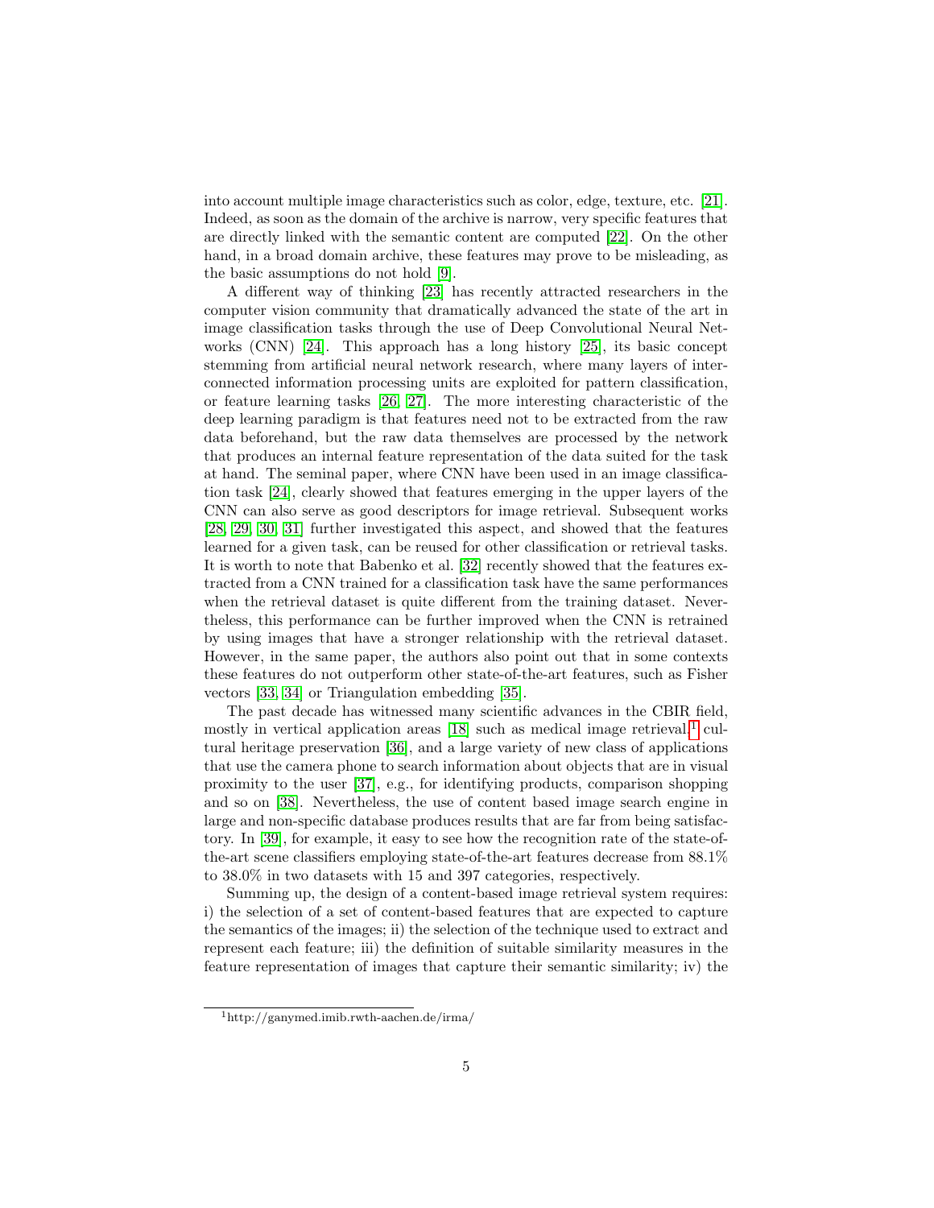into account multiple image characteristics such as color, edge, texture, etc. [21]. Indeed, as soon as the domain of the archive is narrow, very specific features that are directly linked with the semantic content are computed [22]. On the other hand, in a broad domain archive, these features may prove to be misleading, as the basic assumptions do not hold [9].

A different way of thinking [23] has recently attracted researchers in the computer vision community that dramatically advanced the state of the art in image classification tasks through the use of Deep Convolutional Neural Networks (CNN) [24]. This approach has a long history [25], its basic concept stemming from artificial neural network research, where many layers of interconnected information processing units are exploited for pattern classification, or feature learning tasks [26, 27]. The more interesting characteristic of the deep learning paradigm is that features need not to be extracted from the raw data beforehand, but the raw data themselves are processed by the network that produces an internal feature representation of the data suited for the task at hand. The seminal paper, where CNN have been used in an image classification task [24], clearly showed that features emerging in the upper layers of the CNN can also serve as good descriptors for image retrieval. Subsequent works [28, 29, 30, 31] further investigated this aspect, and showed that the features learned for a given task, can be reused for other classification or retrieval tasks. It is worth to note that Babenko et al. [32] recently showed that the features extracted from a CNN trained for a classification task have the same performances when the retrieval dataset is quite different from the training dataset. Nevertheless, this performance can be further improved when the CNN is retrained by using images that have a stronger relationship with the retrieval dataset. However, in the same paper, the authors also point out that in some contexts these features do not outperform other state-of-the-art features, such as Fisher vectors [33, 34] or Triangulation embedding [35].

The past decade has witnessed many scientific advances in the CBIR field, mostly in vertical application areas [18] such as medical image retrieval,[1] cultural heritage preservation [36], and a large variety of new class of applications that use the camera phone to search information about objects that are in visual proximity to the user [37], e.g., for identifying products, comparison shopping and so on [38]. Nevertheless, the use of content based image search engine in large and non-specific database produces results that are far from being satisfactory. In [39], for example, it easy to see how the recognition rate of the state-of-the-art scene classifiers employing state-of-the-art features decrease from 88.1% to 38.0% in two datasets with 15 and 397 categories, respectively.

Summing up, the design of a content-based image retrieval system requires: i) the selection of a set of content-based features that are expected to capture the semantics of the images; ii) the selection of the technique used to extract and represent each feature; iii) the definition of suitable similarity measures in the feature representation of images that capture their semantic similarity; iv) the

[1] http://ganymed.imib.rwth-aachen.de/irma/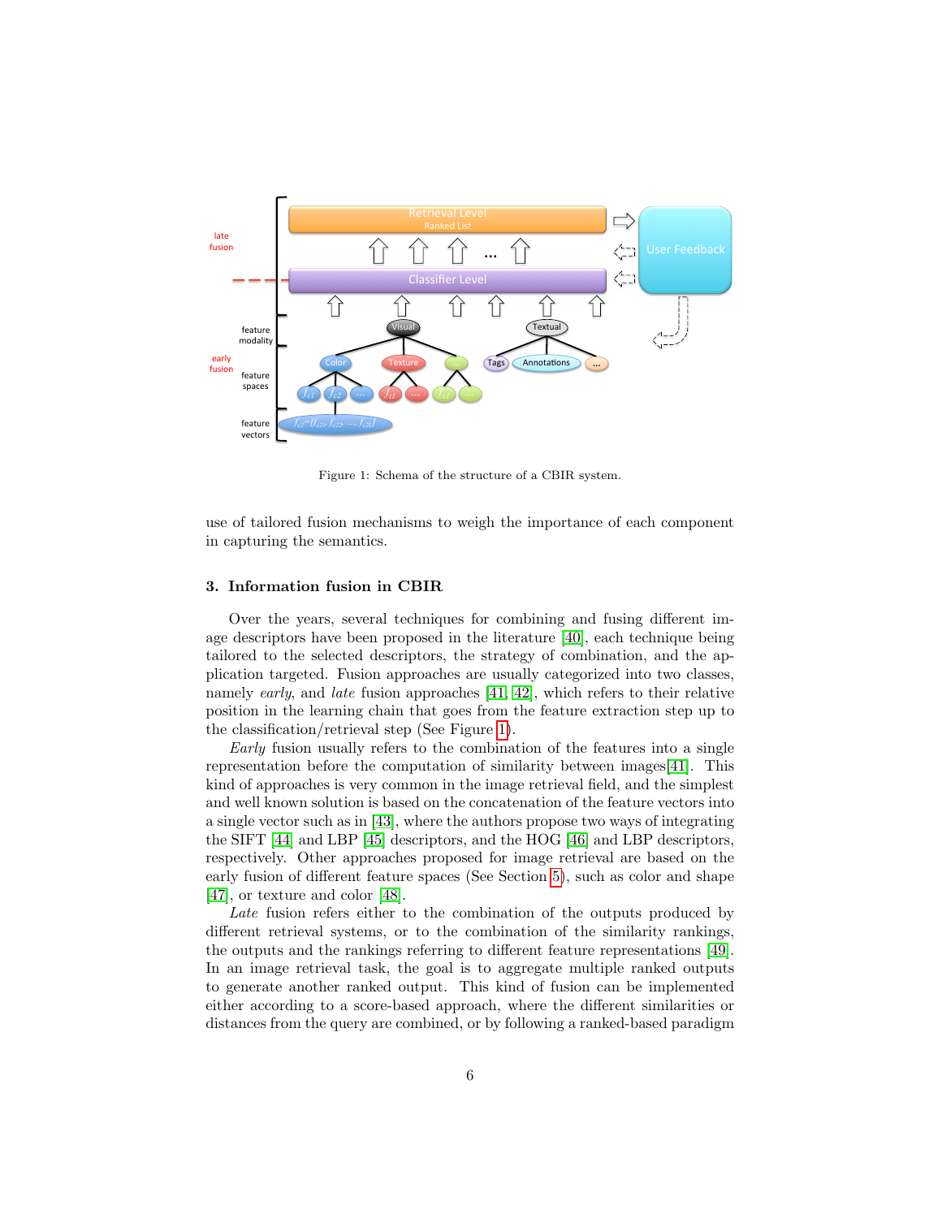Figure 1: Schema of the structure of a CBIR system.

use of tailored fusion mechanisms to weigh the importance of each component in capturing the semantics.

### 3. Information fusion in CBIR

Over the years, several techniques for combining and fusing different image descriptors have been proposed in the literature [40], each technique being tailored to the selected descriptors, the strategy of combination, and the application targeted. Fusion approaches are usually categorized into two classes, namely *early*, and *late* fusion approaches [41, 42], which refers to their relative position in the learning chain that goes from the feature extraction step up to the classification/retrieval step (See Figure 1).

*Early* fusion usually refers to the combination of the features into a single representation before the computation of similarity between images[41]. This kind of approaches is very common in the image retrieval field, and the simplest and well known solution is based on the concatenation of the feature vectors into a single vector such as in [43], where the authors propose two ways of integrating the SIFT [44] and LBP [45] descriptors, and the HOG [46] and LBP descriptors, respectively. Other approaches proposed for image retrieval are based on the early fusion of different feature spaces (See Section 5), such as color and shape [47], or texture and color [48].

*Late* fusion refers either to the combination of the outputs produced by different retrieval systems, or to the combination of the similarity rankings, the outputs and the rankings referring to different feature representations [49]. In an image retrieval task, the goal is to aggregate multiple ranked outputs to generate another ranked output. This kind of fusion can be implemented either according to a score-based approach, where the different similarities or distances from the query are combined, or by following a ranked-based paradigm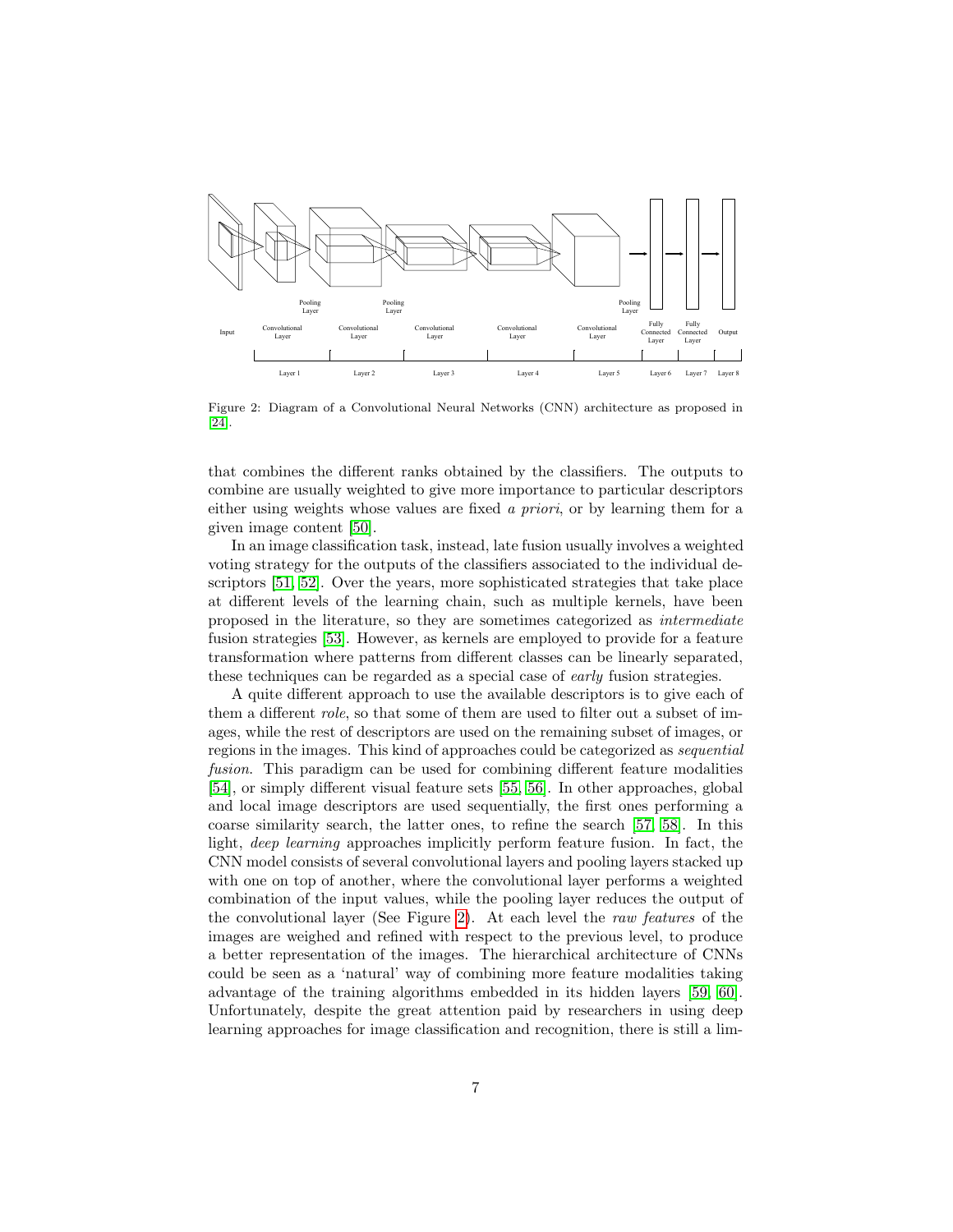Figure 2: Diagram of a Convolutional Neural Networks (CNN) architecture as proposed in [24].

that combines the different ranks obtained by the classifiers. The outputs to combine are usually weighted to give more importance to particular descriptors either using weights whose values are fixed *a priori*, or by learning them for a given image content [50].

In an image classification task, instead, late fusion usually involves a weighted voting strategy for the outputs of the classifiers associated to the individual descriptors [51, 52]. Over the years, more sophisticated strategies that take place at different levels of the learning chain, such as multiple kernels, have been proposed in the literature, so they are sometimes categorized as *intermediate* fusion strategies [53]. However, as kernels are employed to provide for a feature transformation where patterns from different classes can be linearly separated, these techniques can be regarded as a special case of *early* fusion strategies.

A quite different approach to use the available descriptors is to give each of them a different *role*, so that some of them are used to filter out a subset of images, while the rest of descriptors are used on the remaining subset of images, or regions in the images. This kind of approaches could be categorized as *sequential fusion*. This paradigm can be used for combining different feature modalities [54], or simply different visual feature sets [55, 56]. In other approaches, global and local image descriptors are used sequentially, the first ones performing a coarse similarity search, the latter ones, to refine the search [57, 58]. In this light, *deep learning* approaches implicitly perform feature fusion. In fact, the CNN model consists of several convolutional layers and pooling layers stacked up with one on top of another, where the convolutional layer performs a weighted combination of the input values, while the pooling layer reduces the output of the convolutional layer (See Figure 2). At each level the *raw features* of the images are weighed and refined with respect to the previous level, to produce a better representation of the images. The hierarchical architecture of CNNs could be seen as a 'natural' way of combining more feature modalities taking advantage of the training algorithms embedded in its hidden layers [59, 60]. Unfortunately, despite the great attention paid by researchers in using deep learning approaches for image classification and recognition, there is still a lim-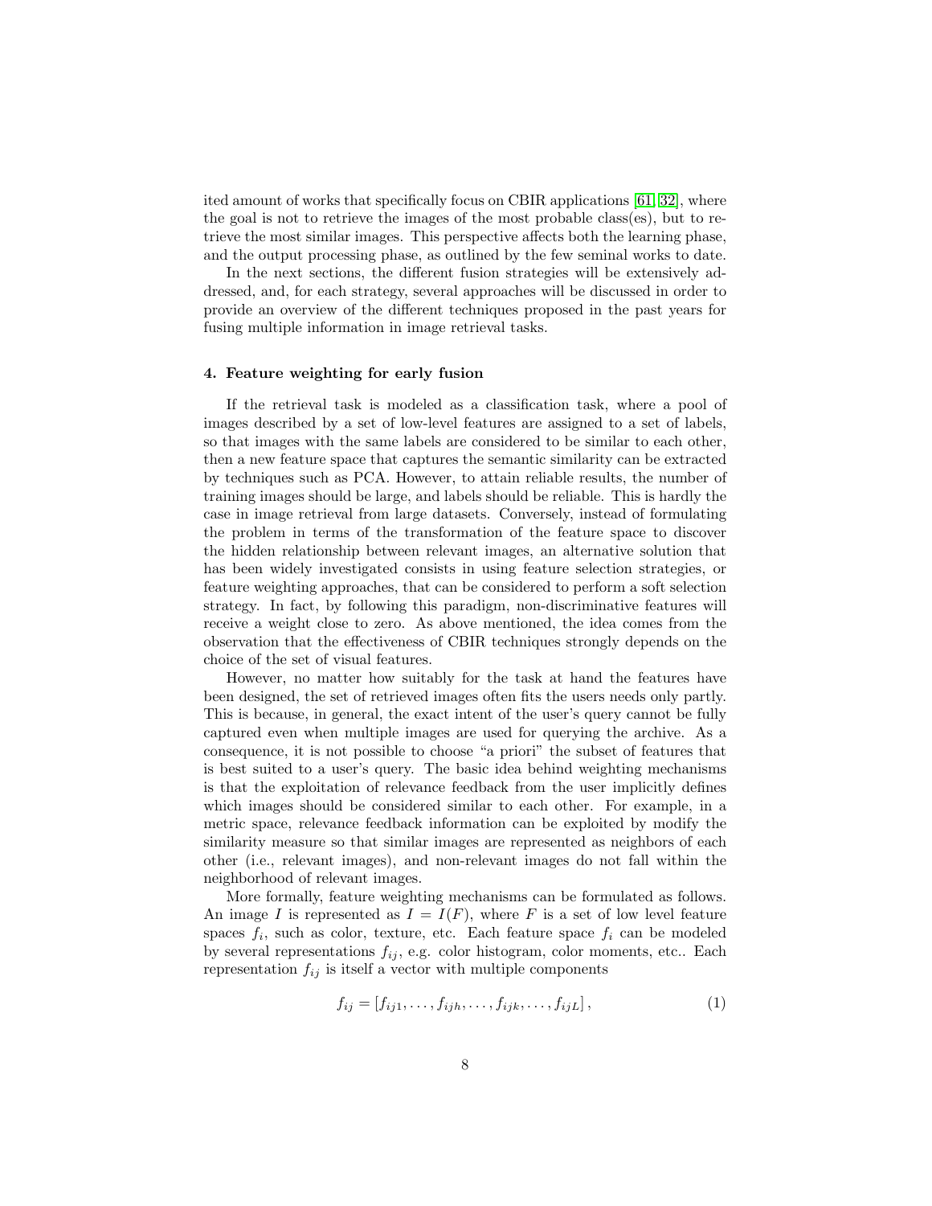ited amount of works that specifically focus on CBIR applications [61, 32], where the goal is not to retrieve the images of the most probable class(es), but to retrieve the most similar images. This perspective affects both the learning phase, and the output processing phase, as outlined by the few seminal works to date.

In the next sections, the different fusion strategies will be extensively addressed, and, for each strategy, several approaches will be discussed in order to provide an overview of the different techniques proposed in the past years for fusing multiple information in image retrieval tasks.

## 4. Feature weighting for early fusion

If the retrieval task is modeled as a classification task, where a pool of images described by a set of low-level features are assigned to a set of labels, so that images with the same labels are considered to be similar to each other, then a new feature space that captures the semantic similarity can be extracted by techniques such as PCA. However, to attain reliable results, the number of training images should be large, and labels should be reliable. This is hardly the case in image retrieval from large datasets. Conversely, instead of formulating the problem in terms of the transformation of the feature space to discover the hidden relationship between relevant images, an alternative solution that has been widely investigated consists in using feature selection strategies, or feature weighting approaches, that can be considered to perform a soft selection strategy. In fact, by following this paradigm, non-discriminative features will receive a weight close to zero. As above mentioned, the idea comes from the observation that the effectiveness of CBIR techniques strongly depends on the choice of the set of visual features.

However, no matter how suitably for the task at hand the features have been designed, the set of retrieved images often fits the users needs only partly. This is because, in general, the exact intent of the user's query cannot be fully captured even when multiple images are used for querying the archive. As a consequence, it is not possible to choose "a priori" the subset of features that is best suited to a user's query. The basic idea behind weighting mechanisms is that the exploitation of relevance feedback from the user implicitly defines which images should be considered similar to each other. For example, in a metric space, relevance feedback information can be exploited by modify the similarity measure so that similar images are represented as neighbors of each other (i.e., relevant images), and non-relevant images do not fall within the neighborhood of relevant images.

More formally, feature weighting mechanisms can be formulated as follows. An image $I$ is represented as $I = I(F)$, where $F$ is a set of low level feature spaces $f_i$, such as color, texture, etc. Each feature space $f_i$ can be modeled by several representations $f_{ij}$, e.g. color histogram, color moments, etc.. Each representation $f_{ij}$ is itself a vector with multiple components

$$f_{ij} = [f_{ij1}, \ldots, f_{ijh}, \ldots, f_{ijk}, \ldots, f_{ijL}], \tag{1}$$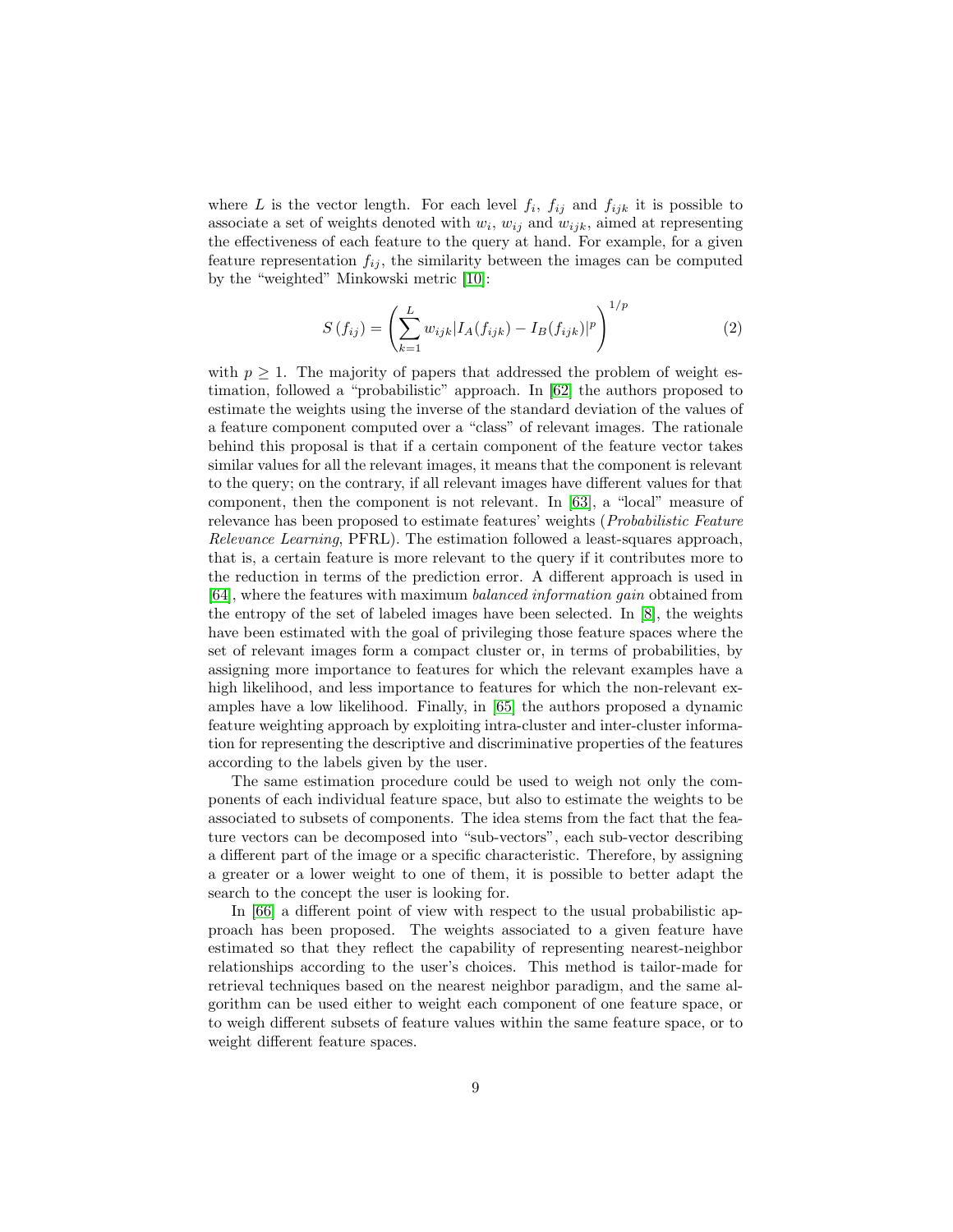where $L$ is the vector length. For each level $f_i$, $f_{ij}$ and $f_{ijk}$ it is possible to associate a set of weights denoted with $w_i$, $w_{ij}$ and $w_{ijk}$, aimed at representing the effectiveness of each feature to the query at hand. For example, for a given feature representation $f_{ij}$, the similarity between the images can be computed by the "weighted" Minkowski metric [10]:

$$S\left(f_{ij}\right) = \left( \sum_{k=1}^{L} w_{ijk} |I_A(f_{ijk}) - I_B(f_{ijk})|^p \right)^{1/p} \tag{2}$$

with $p \geq 1$. The majority of papers that addressed the problem of weight estimation, followed a "probabilistic" approach. In [62] the authors proposed to estimate the weights using the inverse of the standard deviation of the values of a feature component computed over a "class" of relevant images. The rationale behind this proposal is that if a certain component of the feature vector takes similar values for all the relevant images, it means that the component is relevant to the query; on the contrary, if all relevant images have different values for that component, then the component is not relevant. In [63], a "local" measure of relevance has been proposed to estimate features' weights (*Probabilistic Feature Relevance Learning*, PFRL). The estimation followed a least-squares approach, that is, a certain feature is more relevant to the query if it contributes more to the reduction in terms of the prediction error. A different approach is used in [64], where the features with maximum *balanced information gain* obtained from the entropy of the set of labeled images have been selected. In [8], the weights have been estimated with the goal of privileging those feature spaces where the set of relevant images form a compact cluster or, in terms of probabilities, by assigning more importance to features for which the relevant examples have a high likelihood, and less importance to features for which the non-relevant examples have a low likelihood. Finally, in [65] the authors proposed a dynamic feature weighting approach by exploiting intra-cluster and inter-cluster information for representing the descriptive and discriminative properties of the features according to the labels given by the user.

The same estimation procedure could be used to weigh not only the components of each individual feature space, but also to estimate the weights to be associated to subsets of components. The idea stems from the fact that the feature vectors can be decomposed into "sub-vectors", each sub-vector describing a different part of the image or a specific characteristic. Therefore, by assigning a greater or a lower weight to one of them, it is possible to better adapt the search to the concept the user is looking for.

In [66] a different point of view with respect to the usual probabilistic approach has been proposed. The weights associated to a given feature have estimated so that they reflect the capability of representing nearest-neighbor relationships according to the user's choices. This method is tailor-made for retrieval techniques based on the nearest neighbor paradigm, and the same algorithm can be used either to weight each component of one feature space, or to weigh different subsets of feature values within the same feature space, or to weight different feature spaces.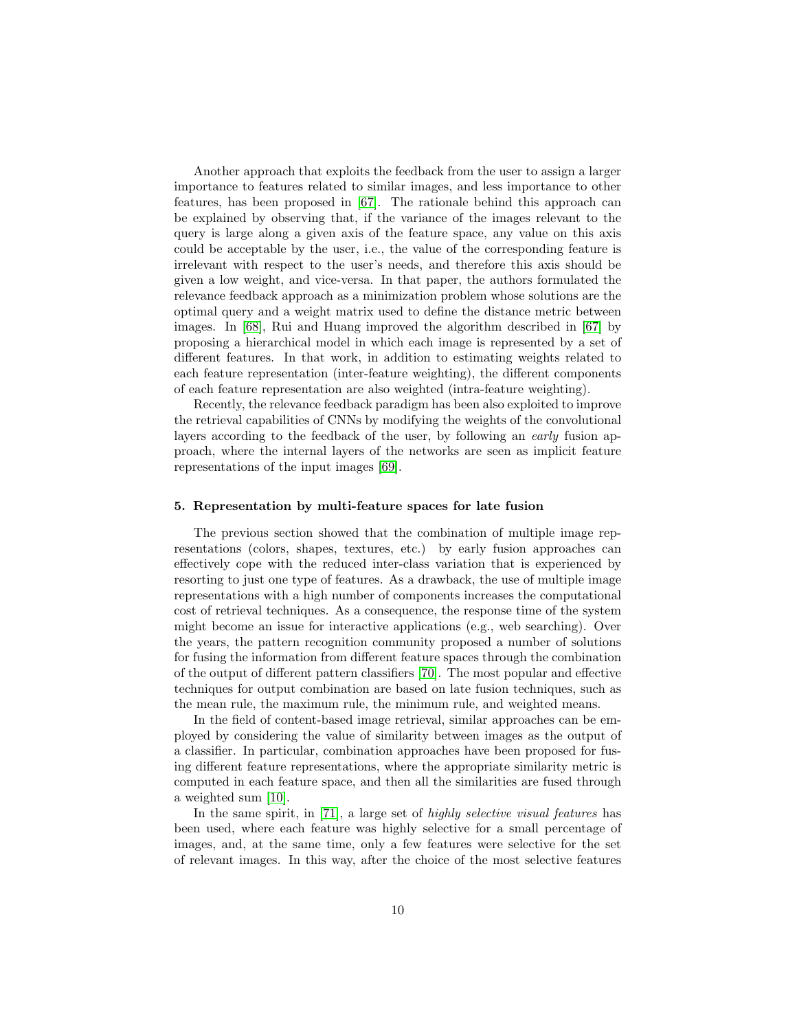Another approach that exploits the feedback from the user to assign a larger importance to features related to similar images, and less importance to other features, has been proposed in [67]. The rationale behind this approach can be explained by observing that, if the variance of the images relevant to the query is large along a given axis of the feature space, any value on this axis could be acceptable by the user, i.e., the value of the corresponding feature is irrelevant with respect to the user's needs, and therefore this axis should be given a low weight, and vice-versa. In that paper, the authors formulated the relevance feedback approach as a minimization problem whose solutions are the optimal query and a weight matrix used to define the distance metric between images. In [68], Rui and Huang improved the algorithm described in [67] by proposing a hierarchical model in which each image is represented by a set of different features. In that work, in addition to estimating weights related to each feature representation (inter-feature weighting), the different components of each feature representation are also weighted (intra-feature weighting).

Recently, the relevance feedback paradigm has been also exploited to improve the retrieval capabilities of CNNs by modifying the weights of the convolutional layers according to the feedback of the user, by following an *early* fusion approach, where the internal layers of the networks are seen as implicit feature representations of the input images [69].

## 5. Representation by multi-feature spaces for late fusion

The previous section showed that the combination of multiple image representations (colors, shapes, textures, etc.) by early fusion approaches can effectively cope with the reduced inter-class variation that is experienced by resorting to just one type of features. As a drawback, the use of multiple image representations with a high number of components increases the computational cost of retrieval techniques. As a consequence, the response time of the system might become an issue for interactive applications (e.g., web searching). Over the years, the pattern recognition community proposed a number of solutions for fusing the information from different feature spaces through the combination of the output of different pattern classifiers [70]. The most popular and effective techniques for output combination are based on late fusion techniques, such as the mean rule, the maximum rule, the minimum rule, and weighted means.

In the field of content-based image retrieval, similar approaches can be employed by considering the value of similarity between images as the output of a classifier. In particular, combination approaches have been proposed for fusing different feature representations, where the appropriate similarity metric is computed in each feature space, and then all the similarities are fused through a weighted sum [10].

In the same spirit, in [71], a large set of *highly selective visual features* has been used, where each feature was highly selective for a small percentage of images, and, at the same time, only a few features were selective for the set of relevant images. In this way, after the choice of the most selective features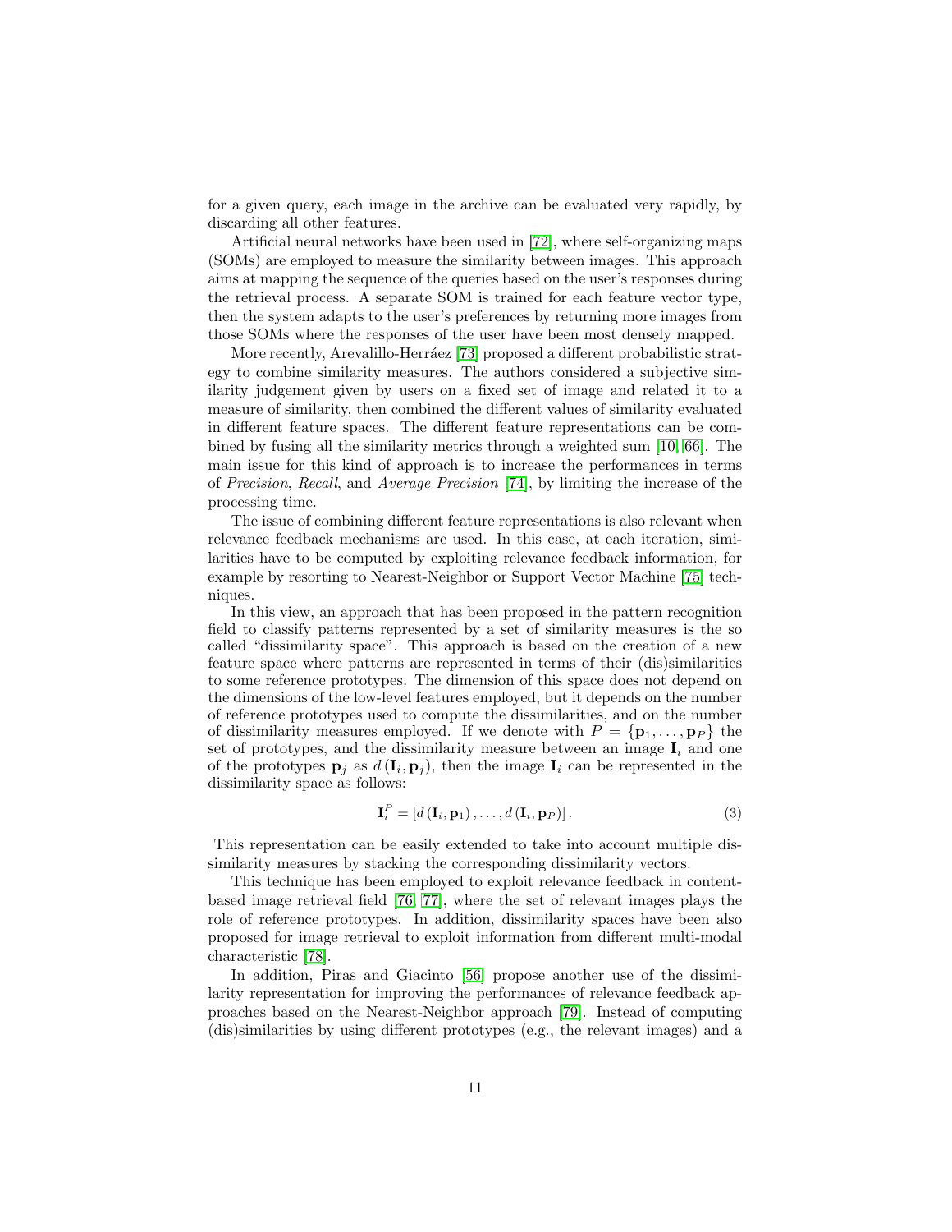for a given query, each image in the archive can be evaluated very rapidly, by discarding all other features.

Artificial neural networks have been used in [72], where self-organizing maps (SOMs) are employed to measure the similarity between images. This approach aims at mapping the sequence of the queries based on the user's responses during the retrieval process. A separate SOM is trained for each feature vector type, then the system adapts to the user's preferences by returning more images from those SOMs where the responses of the user have been most densely mapped.

More recently, Arevalillo-Herráez [73] proposed a different probabilistic strategy to combine similarity measures. The authors considered a subjective similarity judgement given by users on a fixed set of image and related it to a measure of similarity, then combined the different values of similarity evaluated in different feature spaces. The different feature representations can be combined by fusing all the similarity metrics through a weighted sum [10, 66]. The main issue for this kind of approach is to increase the performances in terms of *Precision*, *Recall*, and *Average Precision* [74], by limiting the increase of the processing time.

The issue of combining different feature representations is also relevant when relevance feedback mechanisms are used. In this case, at each iteration, similarities have to be computed by exploiting relevance feedback information, for example by resorting to Nearest-Neighbor or Support Vector Machine [75] techniques.

In this view, an approach that has been proposed in the pattern recognition field to classify patterns represented by a set of similarity measures is the so called "dissimilarity space". This approach is based on the creation of a new feature space where patterns are represented in terms of their (dis)similarities to some reference prototypes. The dimension of this space does not depend on the dimensions of the low-level features employed, but it depends on the number of reference prototypes used to compute the dissimilarities, and on the number of dissimilarity measures employed. If we denote with $P = \{\mathbf{p}_1, \ldots, \mathbf{p}_P\}$ the set of prototypes, and the dissimilarity measure between an image $\mathbf{I}_i$ and one of the prototypes $\mathbf{p}_j$ as $d(\mathbf{I}_i, \mathbf{p}_j)$, then the image $\mathbf{I}_i$ can be represented in the dissimilarity space as follows:

$$\mathbf{I}_i^P = [d(\mathbf{I}_i, \mathbf{p}_1), \ldots, d(\mathbf{I}_i, \mathbf{p}_P)]. \tag{3}$$

This representation can be easily extended to take into account multiple dissimilarity measures by stacking the corresponding dissimilarity vectors.

This technique has been employed to exploit relevance feedback in content-based image retrieval field [76, 77], where the set of relevant images plays the role of reference prototypes. In addition, dissimilarity spaces have been also proposed for image retrieval to exploit information from different multi-modal characteristic [78].

In addition, Piras and Giacinto [56] propose another use of the dissimilarity representation for improving the performances of relevance feedback approaches based on the Nearest-Neighbor approach [79]. Instead of computing (dis)similarities by using different prototypes (e.g., the relevant images) and a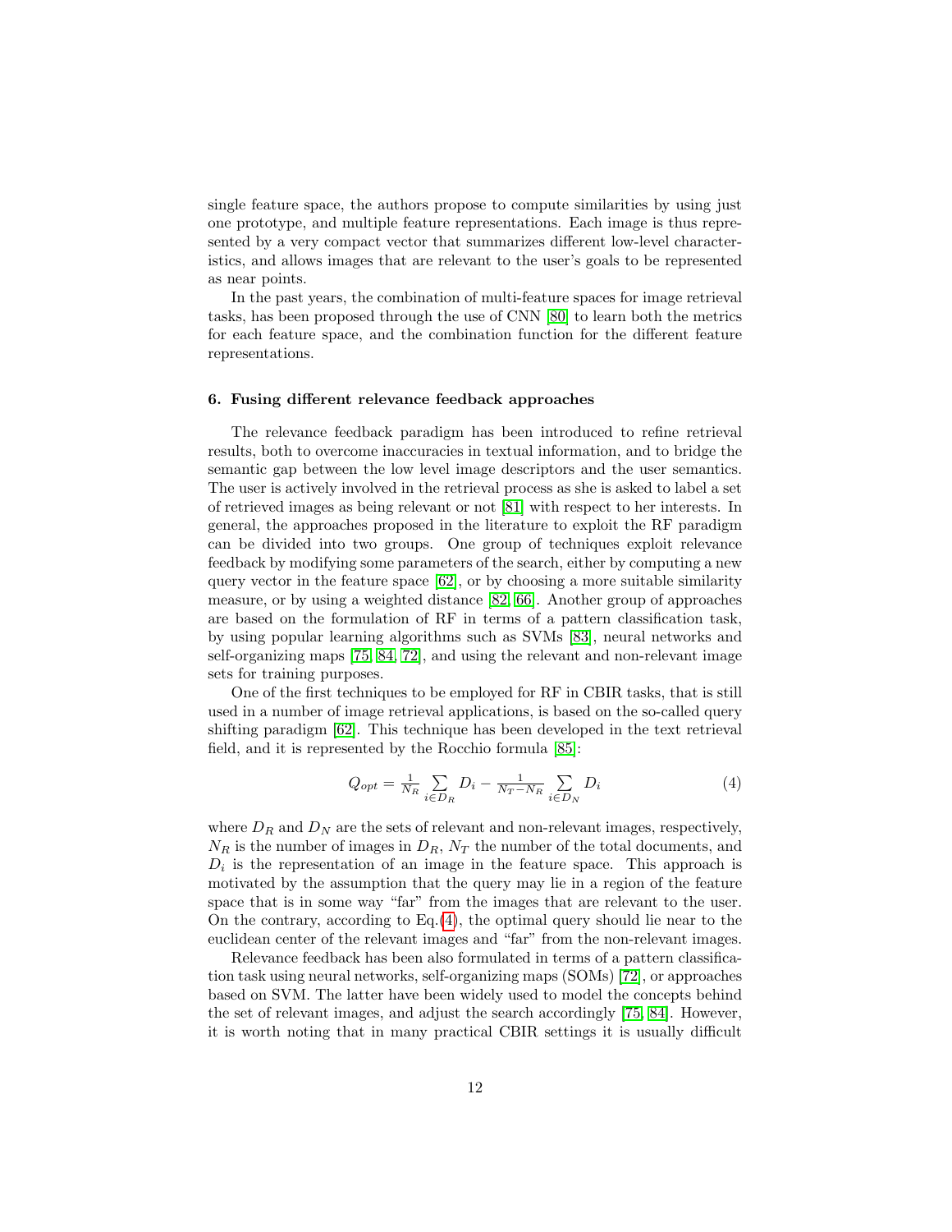single feature space, the authors propose to compute similarities by using just one prototype, and multiple feature representations. Each image is thus represented by a very compact vector that summarizes different low-level characteristics, and allows images that are relevant to the user's goals to be represented as near points.

In the past years, the combination of multi-feature spaces for image retrieval tasks, has been proposed through the use of CNN [80] to learn both the metrics for each feature space, and the combination function for the different feature representations.

### 6. Fusing different relevance feedback approaches

The relevance feedback paradigm has been introduced to refine retrieval results, both to overcome inaccuracies in textual information, and to bridge the semantic gap between the low level image descriptors and the user semantics. The user is actively involved in the retrieval process as she is asked to label a set of retrieved images as being relevant or not [81] with respect to her interests. In general, the approaches proposed in the literature to exploit the RF paradigm can be divided into two groups. One group of techniques exploit relevance feedback by modifying some parameters of the search, either by computing a new query vector in the feature space [62], or by choosing a more suitable similarity measure, or by using a weighted distance [82, 66]. Another group of approaches are based on the formulation of RF in terms of a pattern classification task, by using popular learning algorithms such as SVMs [83], neural networks and self-organizing maps [75, 84, 72], and using the relevant and non-relevant image sets for training purposes.

One of the first techniques to be employed for RF in CBIR tasks, that is still used in a number of image retrieval applications, is based on the so-called query shifting paradigm [62]. This technique has been developed in the text retrieval field, and it is represented by the Rocchio formula [85]:

$$Q_{opt} = \frac{1}{N_R} \sum_{i \in D_R} D_i - \frac{1}{N_T - N_R} \sum_{i \in D_N} D_i \tag{4}$$

where $D_R$ and $D_N$ are the sets of relevant and non-relevant images, respectively, $N_R$ is the number of images in $D_R$, $N_T$ the number of the total documents, and $D_i$ is the representation of an image in the feature space. This approach is motivated by the assumption that the query may lie in a region of the feature space that is in some way "far" from the images that are relevant to the user. On the contrary, according to Eq.(4), the optimal query should lie near to the euclidean center of the relevant images and "far" from the non-relevant images.

Relevance feedback has been also formulated in terms of a pattern classification task using neural networks, self-organizing maps (SOMs) [72], or approaches based on SVM. The latter have been widely used to model the concepts behind the set of relevant images, and adjust the search accordingly [75, 84]. However, it is worth noting that in many practical CBIR settings it is usually difficult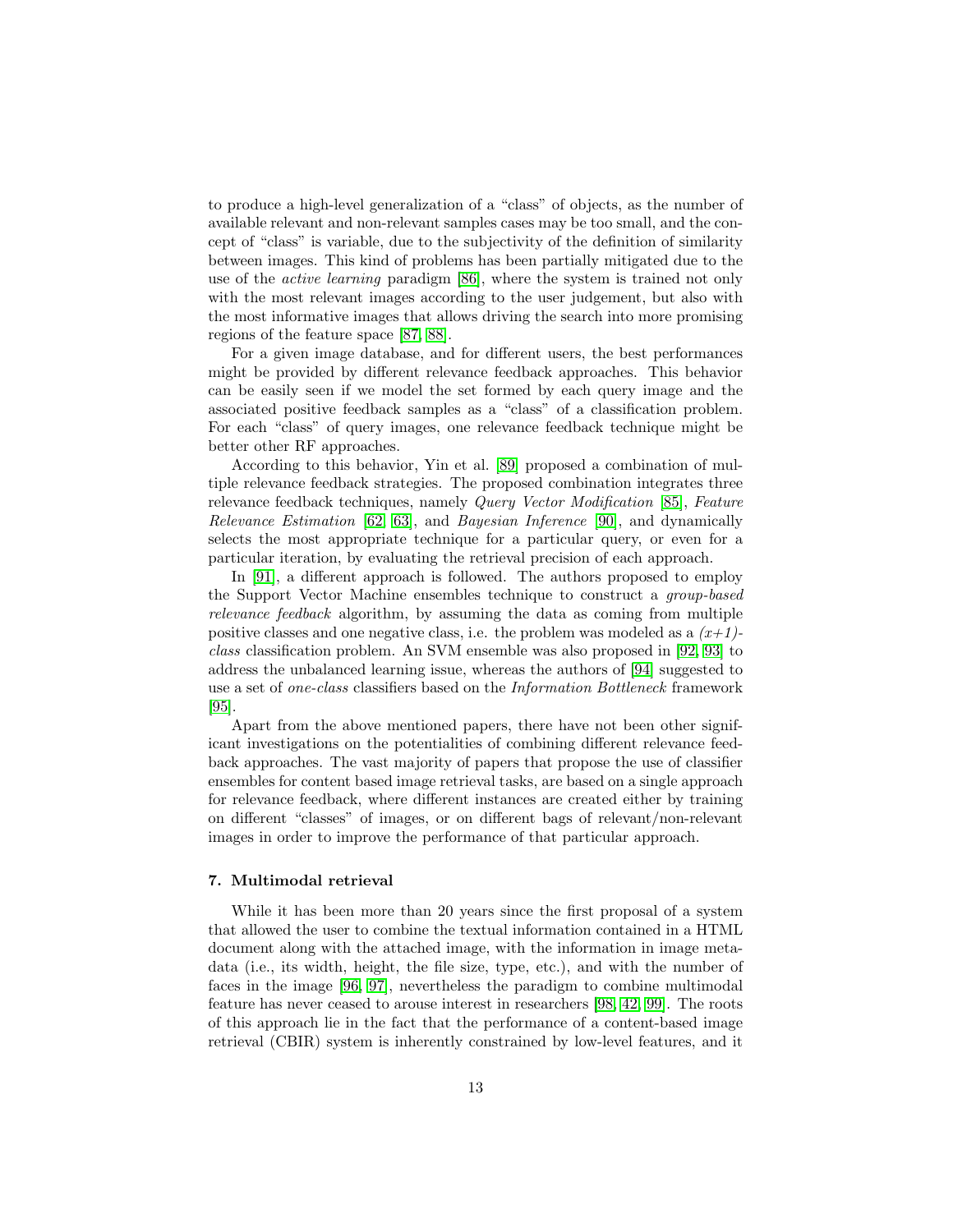to produce a high-level generalization of a "class" of objects, as the number of available relevant and non-relevant samples cases may be too small, and the concept of "class" is variable, due to the subjectivity of the definition of similarity between images. This kind of problems has been partially mitigated due to the use of the *active learning* paradigm [86], where the system is trained not only with the most relevant images according to the user judgement, but also with the most informative images that allows driving the search into more promising regions of the feature space [87, 88].

For a given image database, and for different users, the best performances might be provided by different relevance feedback approaches. This behavior can be easily seen if we model the set formed by each query image and the associated positive feedback samples as a "class" of a classification problem. For each "class" of query images, one relevance feedback technique might be better other RF approaches.

According to this behavior, Yin et al. [89] proposed a combination of multiple relevance feedback strategies. The proposed combination integrates three relevance feedback techniques, namely *Query Vector Modification* [85], *Feature Relevance Estimation* [62, 63], and *Bayesian Inference* [90], and dynamically selects the most appropriate technique for a particular query, or even for a particular iteration, by evaluating the retrieval precision of each approach.

In [91], a different approach is followed. The authors proposed to employ the Support Vector Machine ensembles technique to construct a *group-based relevance feedback* algorithm, by assuming the data as coming from multiple positive classes and one negative class, i.e. the problem was modeled as a *(x+1)-class* classification problem. An SVM ensemble was also proposed in [92, 93] to address the unbalanced learning issue, whereas the authors of [94] suggested to use a set of *one-class* classifiers based on the *Information Bottleneck* framework [95].

Apart from the above mentioned papers, there have not been other significant investigations on the potentialities of combining different relevance feedback approaches. The vast majority of papers that propose the use of classifier ensembles for content based image retrieval tasks, are based on a single approach for relevance feedback, where different instances are created either by training on different "classes" of images, or on different bags of relevant/non-relevant images in order to improve the performance of that particular approach.

## 7. Multimodal retrieval

While it has been more than 20 years since the first proposal of a system that allowed the user to combine the textual information contained in a HTML document along with the attached image, with the information in image metadata (i.e., its width, height, the file size, type, etc.), and with the number of faces in the image [96, 97], nevertheless the paradigm to combine multimodal feature has never ceased to arouse interest in researchers [98, 42, 99]. The roots of this approach lie in the fact that the performance of a content-based image retrieval (CBIR) system is inherently constrained by low-level features, and it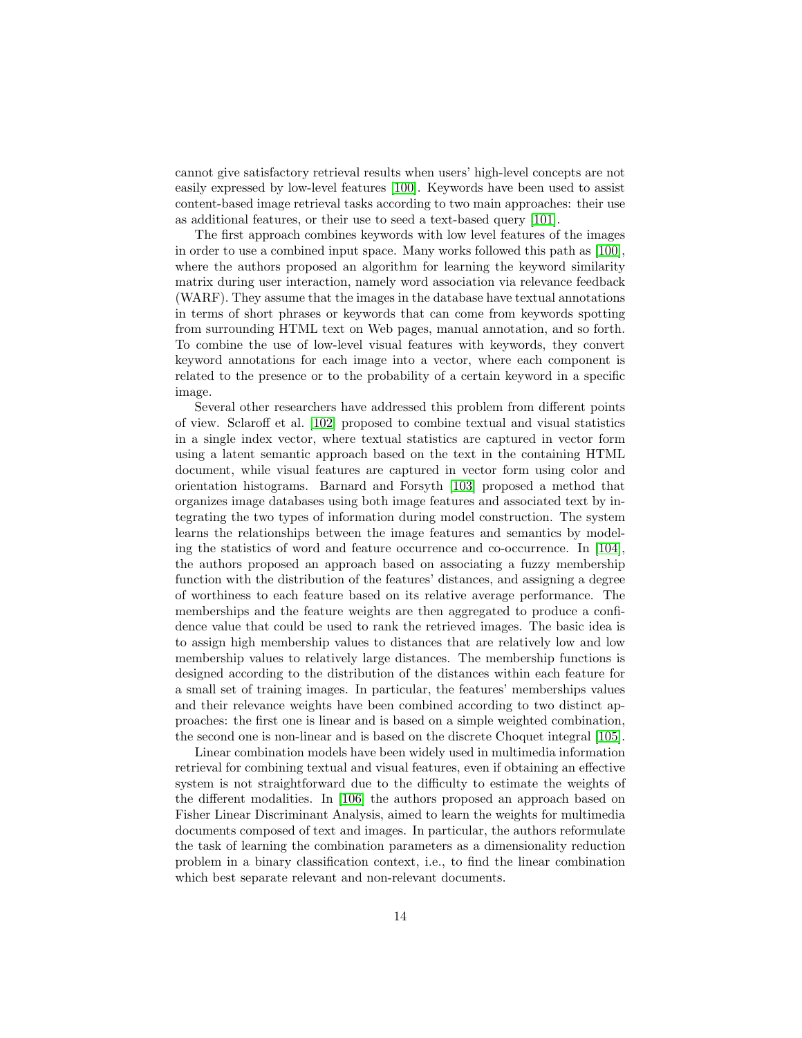cannot give satisfactory retrieval results when users' high-level concepts are not easily expressed by low-level features [100]. Keywords have been used to assist content-based image retrieval tasks according to two main approaches: their use as additional features, or their use to seed a text-based query [101].

The first approach combines keywords with low level features of the images in order to use a combined input space. Many works followed this path as [100], where the authors proposed an algorithm for learning the keyword similarity matrix during user interaction, namely word association via relevance feedback (WARF). They assume that the images in the database have textual annotations in terms of short phrases or keywords that can come from keywords spotting from surrounding HTML text on Web pages, manual annotation, and so forth. To combine the use of low-level visual features with keywords, they convert keyword annotations for each image into a vector, where each component is related to the presence or to the probability of a certain keyword in a specific image.

Several other researchers have addressed this problem from different points of view. Sclaroff et al. [102] proposed to combine textual and visual statistics in a single index vector, where textual statistics are captured in vector form using a latent semantic approach based on the text in the containing HTML document, while visual features are captured in vector form using color and orientation histograms. Barnard and Forsyth [103] proposed a method that organizes image databases using both image features and associated text by integrating the two types of information during model construction. The system learns the relationships between the image features and semantics by modeling the statistics of word and feature occurrence and co-occurrence. In [104], the authors proposed an approach based on associating a fuzzy membership function with the distribution of the features' distances, and assigning a degree of worthiness to each feature based on its relative average performance. The memberships and the feature weights are then aggregated to produce a confidence value that could be used to rank the retrieved images. The basic idea is to assign high membership values to distances that are relatively low and low membership values to relatively large distances. The membership functions is designed according to the distribution of the distances within each feature for a small set of training images. In particular, the features' memberships values and their relevance weights have been combined according to two distinct approaches: the first one is linear and is based on a simple weighted combination, the second one is non-linear and is based on the discrete Choquet integral [105].

Linear combination models have been widely used in multimedia information retrieval for combining textual and visual features, even if obtaining an effective system is not straightforward due to the difficulty to estimate the weights of the different modalities. In [106] the authors proposed an approach based on Fisher Linear Discriminant Analysis, aimed to learn the weights for multimedia documents composed of text and images. In particular, the authors reformulate the task of learning the combination parameters as a dimensionality reduction problem in a binary classification context, i.e., to find the linear combination which best separate relevant and non-relevant documents.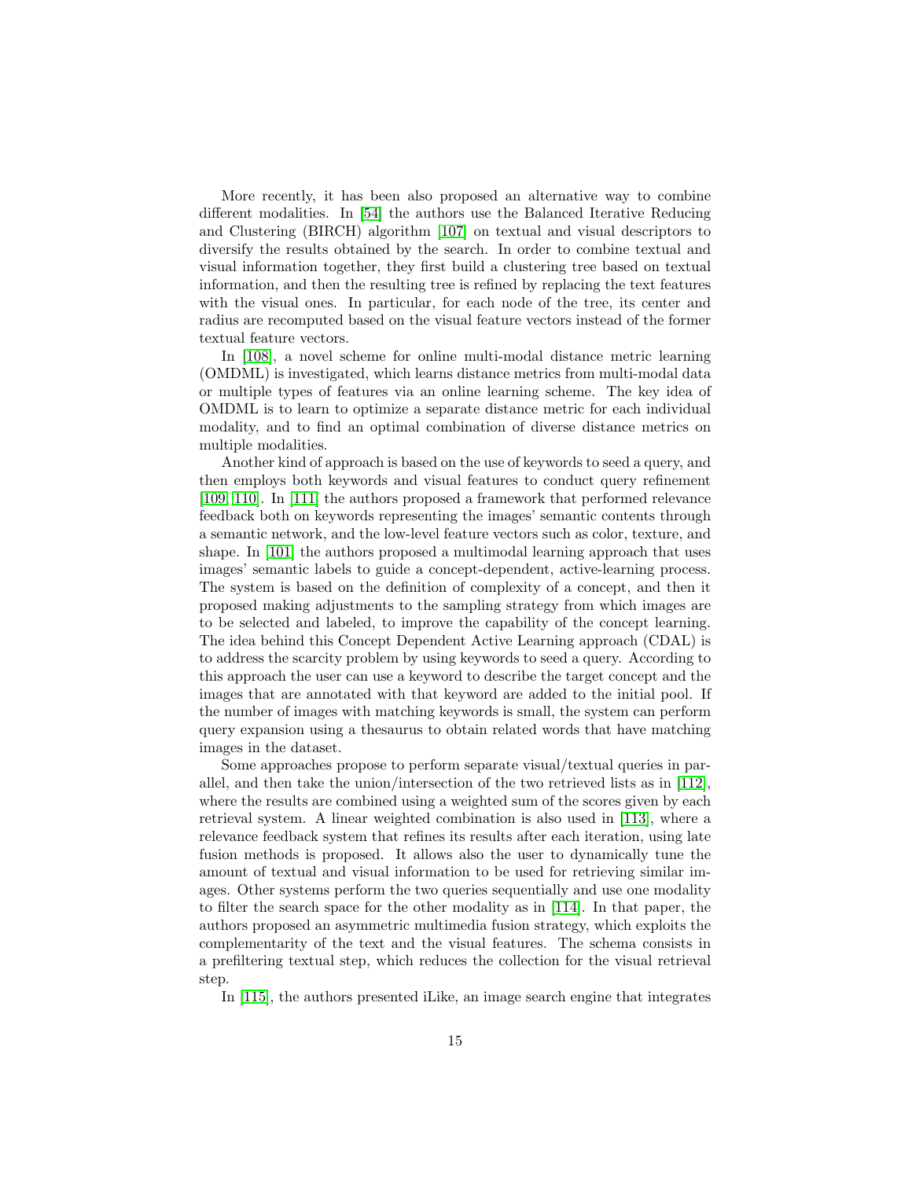More recently, it has been also proposed an alternative way to combine different modalities. In [54] the authors use the Balanced Iterative Reducing and Clustering (BIRCH) algorithm [107] on textual and visual descriptors to diversify the results obtained by the search. In order to combine textual and visual information together, they first build a clustering tree based on textual information, and then the resulting tree is refined by replacing the text features with the visual ones. In particular, for each node of the tree, its center and radius are recomputed based on the visual feature vectors instead of the former textual feature vectors.

In [108], a novel scheme for online multi-modal distance metric learning (OMDML) is investigated, which learns distance metrics from multi-modal data or multiple types of features via an online learning scheme. The key idea of OMDML is to learn to optimize a separate distance metric for each individual modality, and to find an optimal combination of diverse distance metrics on multiple modalities.

Another kind of approach is based on the use of keywords to seed a query, and then employs both keywords and visual features to conduct query refinement [109, 110]. In [111] the authors proposed a framework that performed relevance feedback both on keywords representing the images' semantic contents through a semantic network, and the low-level feature vectors such as color, texture, and shape. In [101] the authors proposed a multimodal learning approach that uses images' semantic labels to guide a concept-dependent, active-learning process. The system is based on the definition of complexity of a concept, and then it proposed making adjustments to the sampling strategy from which images are to be selected and labeled, to improve the capability of the concept learning. The idea behind this Concept Dependent Active Learning approach (CDAL) is to address the scarcity problem by using keywords to seed a query. According to this approach the user can use a keyword to describe the target concept and the images that are annotated with that keyword are added to the initial pool. If the number of images with matching keywords is small, the system can perform query expansion using a thesaurus to obtain related words that have matching images in the dataset.

Some approaches propose to perform separate visual/textual queries in parallel, and then take the union/intersection of the two retrieved lists as in [112], where the results are combined using a weighted sum of the scores given by each retrieval system. A linear weighted combination is also used in [113], where a relevance feedback system that refines its results after each iteration, using late fusion methods is proposed. It allows also the user to dynamically tune the amount of textual and visual information to be used for retrieving similar images. Other systems perform the two queries sequentially and use one modality to filter the search space for the other modality as in [114]. In that paper, the authors proposed an asymmetric multimedia fusion strategy, which exploits the complementarity of the text and the visual features. The schema consists in a prefiltering textual step, which reduces the collection for the visual retrieval step.

In [115], the authors presented iLike, an image search engine that integrates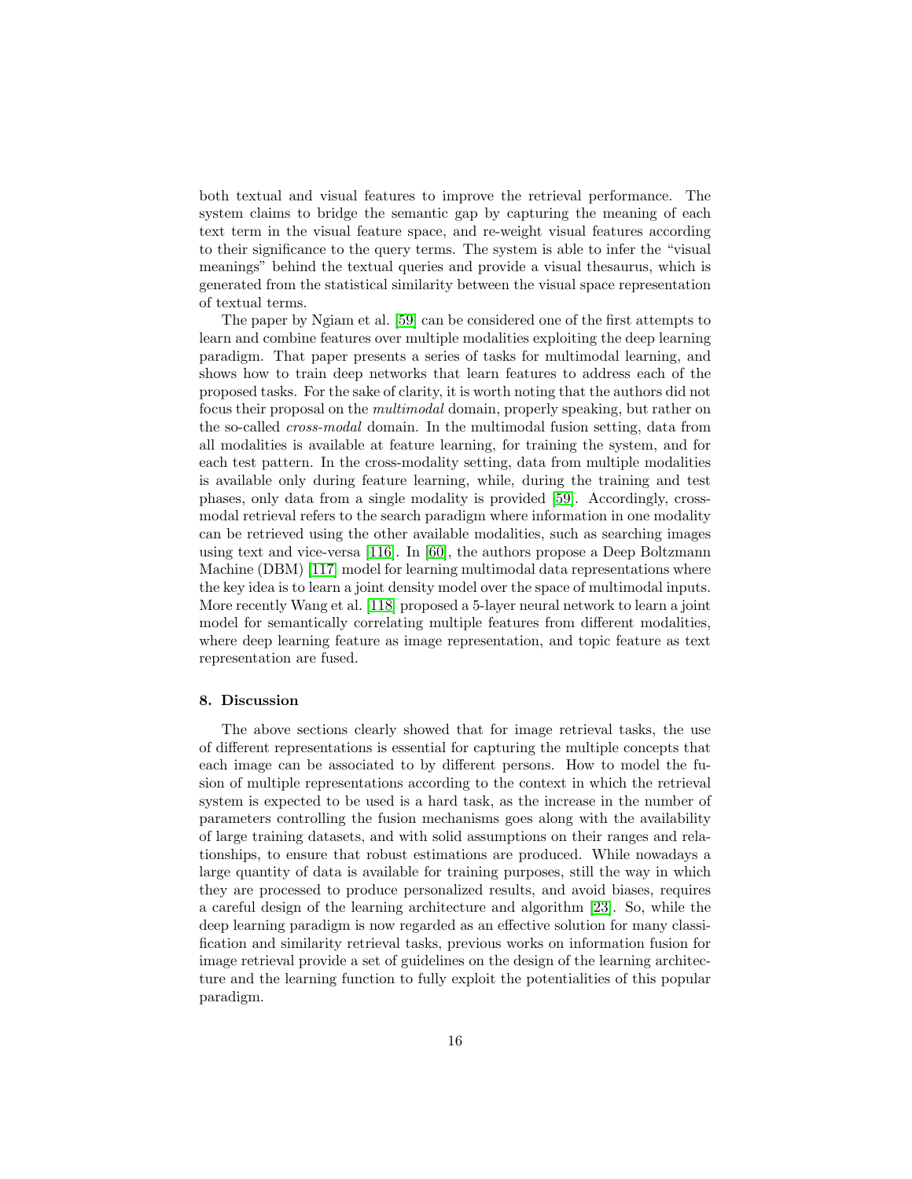both textual and visual features to improve the retrieval performance. The system claims to bridge the semantic gap by capturing the meaning of each text term in the visual feature space, and re-weight visual features according to their significance to the query terms. The system is able to infer the "visual meanings" behind the textual queries and provide a visual thesaurus, which is generated from the statistical similarity between the visual space representation of textual terms.

The paper by Ngiam et al. [59] can be considered one of the first attempts to learn and combine features over multiple modalities exploiting the deep learning paradigm. That paper presents a series of tasks for multimodal learning, and shows how to train deep networks that learn features to address each of the proposed tasks. For the sake of clarity, it is worth noting that the authors did not focus their proposal on the *multimodal* domain, properly speaking, but rather on the so-called *cross-modal* domain. In the multimodal fusion setting, data from all modalities is available at feature learning, for training the system, and for each test pattern. In the cross-modality setting, data from multiple modalities is available only during feature learning, while, during the training and test phases, only data from a single modality is provided [59]. Accordingly, cross-modal retrieval refers to the search paradigm where information in one modality can be retrieved using the other available modalities, such as searching images using text and vice-versa [116]. In [60], the authors propose a Deep Boltzmann Machine (DBM) [117] model for learning multimodal data representations where the key idea is to learn a joint density model over the space of multimodal inputs. More recently Wang et al. [118] proposed a 5-layer neural network to learn a joint model for semantically correlating multiple features from different modalities, where deep learning feature as image representation, and topic feature as text representation are fused.

## 8. Discussion

The above sections clearly showed that for image retrieval tasks, the use of different representations is essential for capturing the multiple concepts that each image can be associated to by different persons. How to model the fusion of multiple representations according to the context in which the retrieval system is expected to be used is a hard task, as the increase in the number of parameters controlling the fusion mechanisms goes along with the availability of large training datasets, and with solid assumptions on their ranges and relationships, to ensure that robust estimations are produced. While nowadays a large quantity of data is available for training purposes, still the way in which they are processed to produce personalized results, and avoid biases, requires a careful design of the learning architecture and algorithm [23]. So, while the deep learning paradigm is now regarded as an effective solution for many classification and similarity retrieval tasks, previous works on information fusion for image retrieval provide a set of guidelines on the design of the learning architecture and the learning function to fully exploit the potentialities of this popular paradigm.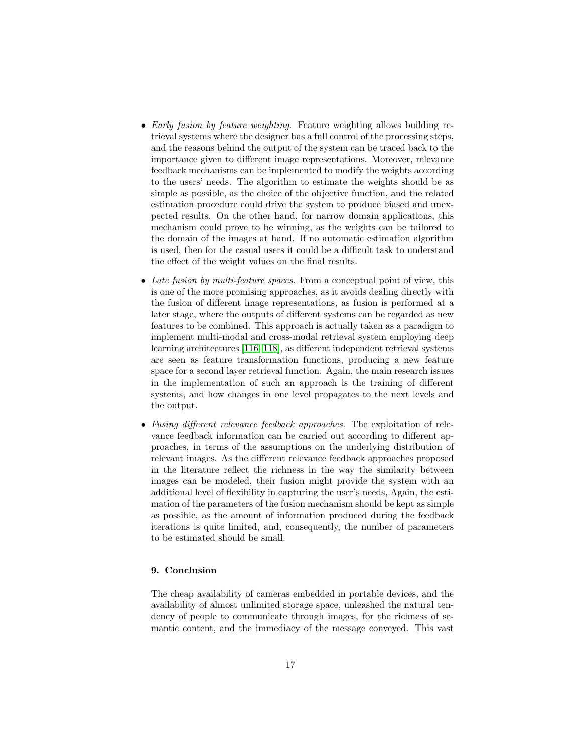- *Early fusion by feature weighting*. Feature weighting allows building retrieval systems where the designer has a full control of the processing steps, and the reasons behind the output of the system can be traced back to the importance given to different image representations. Moreover, relevance feedback mechanisms can be implemented to modify the weights according to the users' needs. The algorithm to estimate the weights should be as simple as possible, as the choice of the objective function, and the related estimation procedure could drive the system to produce biased and unexpected results. On the other hand, for narrow domain applications, this mechanism could prove to be winning, as the weights can be tailored to the domain of the images at hand. If no automatic estimation algorithm is used, then for the casual users it could be a difficult task to understand the effect of the weight values on the final results.

- *Late fusion by multi-feature spaces*. From a conceptual point of view, this is one of the more promising approaches, as it avoids dealing directly with the fusion of different image representations, as fusion is performed at a later stage, where the outputs of different systems can be regarded as new features to be combined. This approach is actually taken as a paradigm to implement multi-modal and cross-modal retrieval system employing deep learning architectures [116, 118], as different independent retrieval systems are seen as feature transformation functions, producing a new feature space for a second layer retrieval function. Again, the main research issues in the implementation of such an approach is the training of different systems, and how changes in one level propagates to the next levels and the output.

- *Fusing different relevance feedback approaches*. The exploitation of relevance feedback information can be carried out according to different approaches, in terms of the assumptions on the underlying distribution of relevant images. As the different relevance feedback approaches proposed in the literature reflect the richness in the way the similarity between images can be modeled, their fusion might provide the system with an additional level of flexibility in capturing the user's needs, Again, the estimation of the parameters of the fusion mechanism should be kept as simple as possible, as the amount of information produced during the feedback iterations is quite limited, and, consequently, the number of parameters to be estimated should be small.

## 9. Conclusion

The cheap availability of cameras embedded in portable devices, and the availability of almost unlimited storage space, unleashed the natural tendency of people to communicate through images, for the richness of semantic content, and the immediacy of the message conveyed. This vast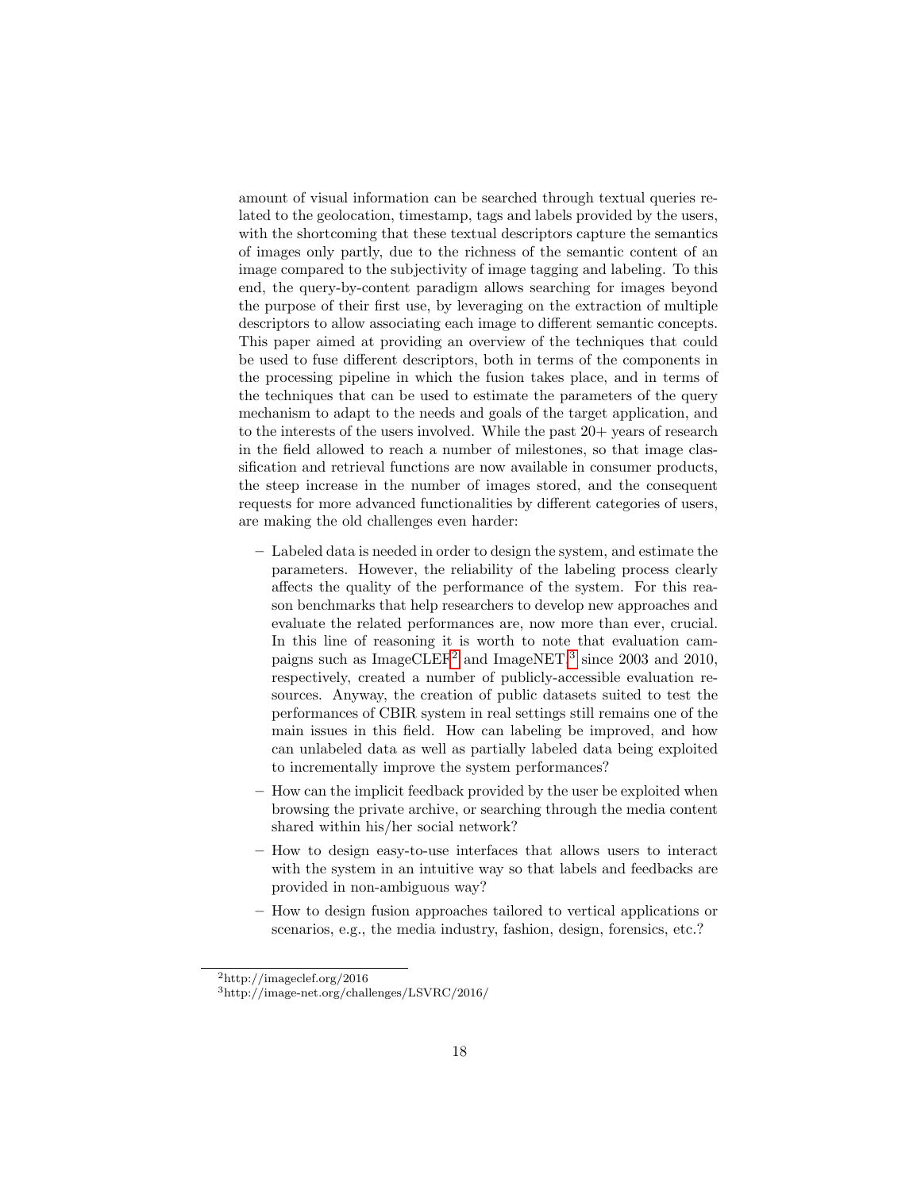amount of visual information can be searched through textual queries related to the geolocation, timestamp, tags and labels provided by the users, with the shortcoming that these textual descriptors capture the semantics of images only partly, due to the richness of the semantic content of an image compared to the subjectivity of image tagging and labeling. To this end, the query-by-content paradigm allows searching for images beyond the purpose of their first use, by leveraging on the extraction of multiple descriptors to allow associating each image to different semantic concepts. This paper aimed at providing an overview of the techniques that could be used to fuse different descriptors, both in terms of the components in the processing pipeline in which the fusion takes place, and in terms of the techniques that can be used to estimate the parameters of the query mechanism to adapt to the needs and goals of the target application, and to the interests of the users involved. While the past 20+ years of research in the field allowed to reach a number of milestones, so that image classification and retrieval functions are now available in consumer products, the steep increase in the number of images stored, and the consequent requests for more advanced functionalities by different categories of users, are making the old challenges even harder:

- Labeled data is needed in order to design the system, and estimate the parameters. However, the reliability of the labeling process clearly affects the quality of the performance of the system. For this reason benchmarks that help researchers to develop new approaches and evaluate the related performances are, now more than ever, crucial. In this line of reasoning it is worth to note that evaluation campaigns such as ImageCLEF[2] and ImageNET [3] since 2003 and 2010, respectively, created a number of publicly-accessible evaluation resources. Anyway, the creation of public datasets suited to test the performances of CBIR system in real settings still remains one of the main issues in this field. How can labeling be improved, and how can unlabeled data as well as partially labeled data being exploited to incrementally improve the system performances?
- How can the implicit feedback provided by the user be exploited when browsing the private archive, or searching through the media content shared within his/her social network?
- How to design easy-to-use interfaces that allows users to interact with the system in an intuitive way so that labels and feedbacks are provided in non-ambiguous way?
- How to design fusion approaches tailored to vertical applications or scenarios, e.g., the media industry, fashion, design, forensics, etc.?

[2] http://imageclef.org/2016

[3] http://image-net.org/challenges/LSVRC/2016/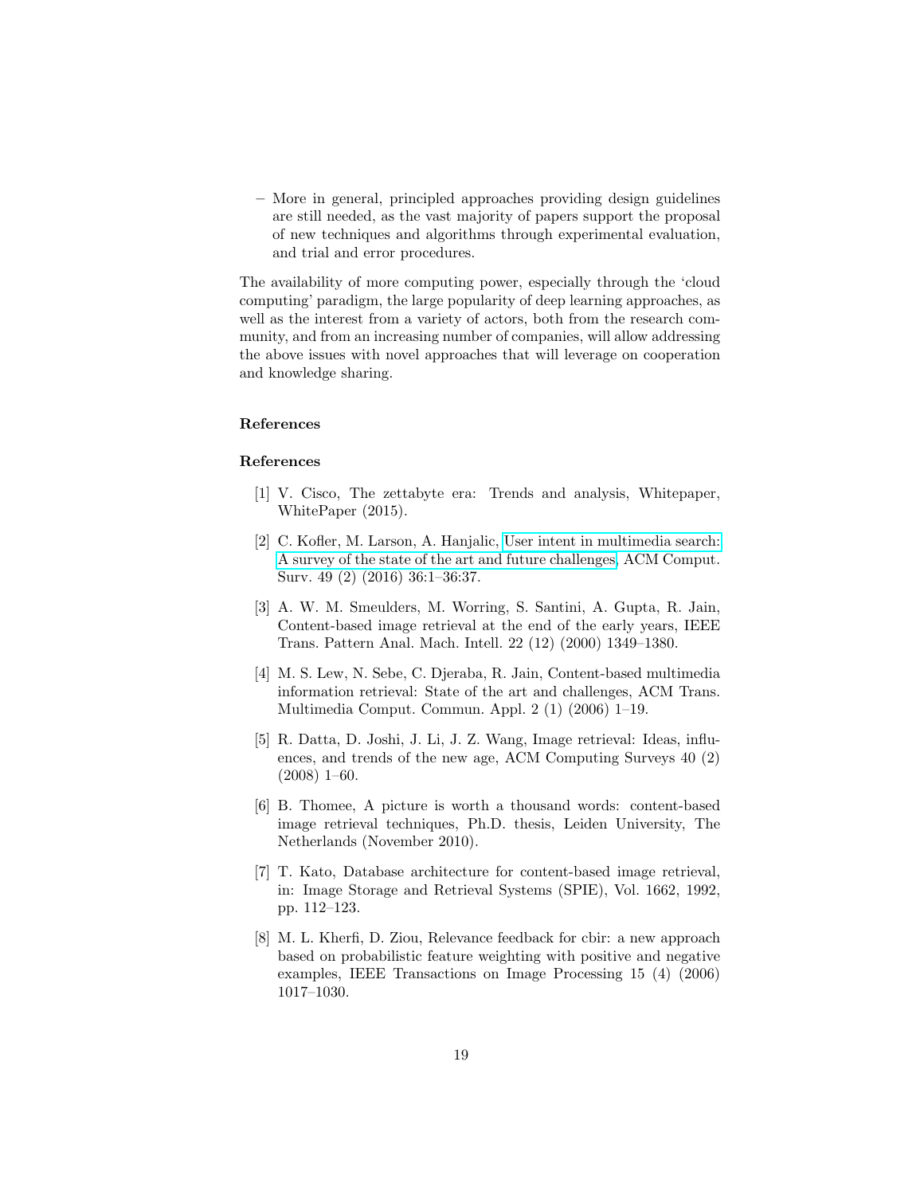– More in general, principled approaches providing design guidelines are still needed, as the vast majority of papers support the proposal of new techniques and algorithms through experimental evaluation, and trial and error procedures.

The availability of more computing power, especially through the 'cloud computing' paradigm, the large popularity of deep learning approaches, as well as the interest from a variety of actors, both from the research community, and from an increasing number of companies, will allow addressing the above issues with novel approaches that will leverage on cooperation and knowledge sharing.

## References

## References

[1] V. Cisco, The zettabyte era: Trends and analysis, Whitepaper, WhitePaper (2015).

[2] C. Kofler, M. Larson, A. Hanjalic, User intent in multimedia search: A survey of the state of the art and future challenges, ACM Comput. Surv. 49 (2) (2016) 36:1–36:37.

[3] A. W. M. Smeulders, M. Worring, S. Santini, A. Gupta, R. Jain, Content-based image retrieval at the end of the early years, IEEE Trans. Pattern Anal. Mach. Intell. 22 (12) (2000) 1349–1380.

[4] M. S. Lew, N. Sebe, C. Djeraba, R. Jain, Content-based multimedia information retrieval: State of the art and challenges, ACM Trans. Multimedia Comput. Commun. Appl. 2 (1) (2006) 1–19.

[5] R. Datta, D. Joshi, J. Li, J. Z. Wang, Image retrieval: Ideas, influences, and trends of the new age, ACM Computing Surveys 40 (2) (2008) 1–60.

[6] B. Thomee, A picture is worth a thousand words: content-based image retrieval techniques, Ph.D. thesis, Leiden University, The Netherlands (November 2010).

[7] T. Kato, Database architecture for content-based image retrieval, in: Image Storage and Retrieval Systems (SPIE), Vol. 1662, 1992, pp. 112–123.

[8] M. L. Kherfi, D. Ziou, Relevance feedback for cbir: a new approach based on probabilistic feature weighting with positive and negative examples, IEEE Transactions on Image Processing 15 (4) (2006) 1017–1030.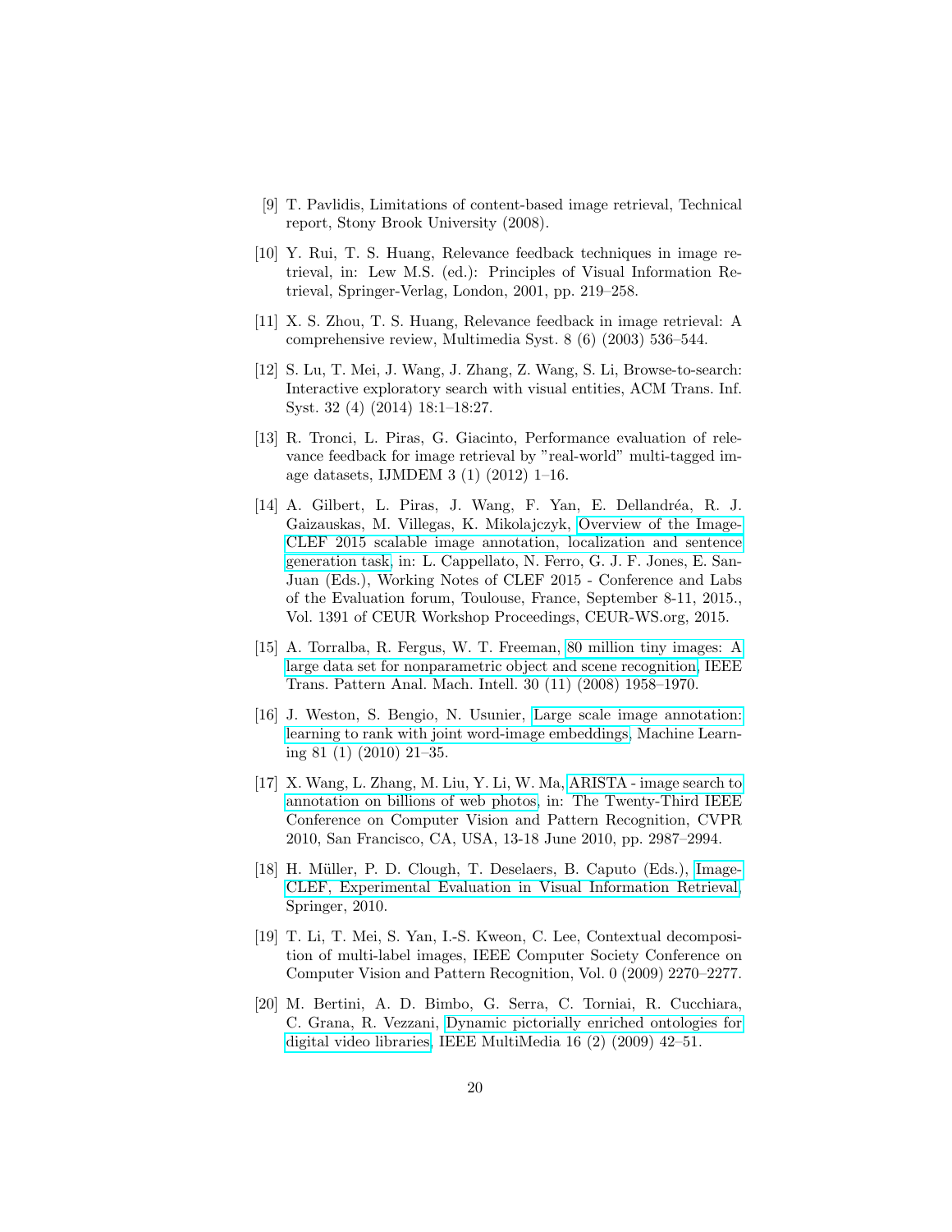[9] T. Pavlidis, Limitations of content-based image retrieval, Technical report, Stony Brook University (2008).

[10] Y. Rui, T. S. Huang, Relevance feedback techniques in image retrieval, in: Lew M.S. (ed.): Principles of Visual Information Retrieval, Springer-Verlag, London, 2001, pp. 219–258.

[11] X. S. Zhou, T. S. Huang, Relevance feedback in image retrieval: A comprehensive review, Multimedia Syst. 8 (6) (2003) 536–544.

[12] S. Lu, T. Mei, J. Wang, J. Zhang, Z. Wang, S. Li, Browse-to-search: Interactive exploratory search with visual entities, ACM Trans. Inf. Syst. 32 (4) (2014) 18:1–18:27.

[13] R. Tronci, L. Piras, G. Giacinto, Performance evaluation of relevance feedback for image retrieval by "real-world" multi-tagged image datasets, IJMDEM 3 (1) (2012) 1–16.

[14] A. Gilbert, L. Piras, J. Wang, F. Yan, E. Dellandréa, R. J. Gaizauskas, M. Villegas, K. Mikolajczyk, Overview of the ImageCLEF 2015 scalable image annotation, localization and sentence generation task, in: L. Cappellato, N. Ferro, G. J. F. Jones, E. San-Juan (Eds.), Working Notes of CLEF 2015 - Conference and Labs of the Evaluation forum, Toulouse, France, September 8-11, 2015., Vol. 1391 of CEUR Workshop Proceedings, CEUR-WS.org, 2015.

[15] A. Torralba, R. Fergus, W. T. Freeman, 80 million tiny images: A large data set for nonparametric object and scene recognition, IEEE Trans. Pattern Anal. Mach. Intell. 30 (11) (2008) 1958–1970.

[16] J. Weston, S. Bengio, N. Usunier, Large scale image annotation: learning to rank with joint word-image embeddings, Machine Learning 81 (1) (2010) 21–35.

[17] X. Wang, L. Zhang, M. Liu, Y. Li, W. Ma, ARISTA - image search to annotation on billions of web photos, in: The Twenty-Third IEEE Conference on Computer Vision and Pattern Recognition, CVPR 2010, San Francisco, CA, USA, 13-18 June 2010, pp. 2987–2994.

[18] H. Müller, P. D. Clough, T. Deselaers, B. Caputo (Eds.), ImageCLEF, Experimental Evaluation in Visual Information Retrieval, Springer, 2010.

[19] T. Li, T. Mei, S. Yan, I.-S. Kweon, C. Lee, Contextual decomposition of multi-label images, IEEE Computer Society Conference on Computer Vision and Pattern Recognition, Vol. 0 (2009) 2270–2277.

[20] M. Bertini, A. D. Bimbo, G. Serra, C. Torniai, R. Cucchiara, C. Grana, R. Vezzani, Dynamic pictorially enriched ontologies for digital video libraries, IEEE MultiMedia 16 (2) (2009) 42–51.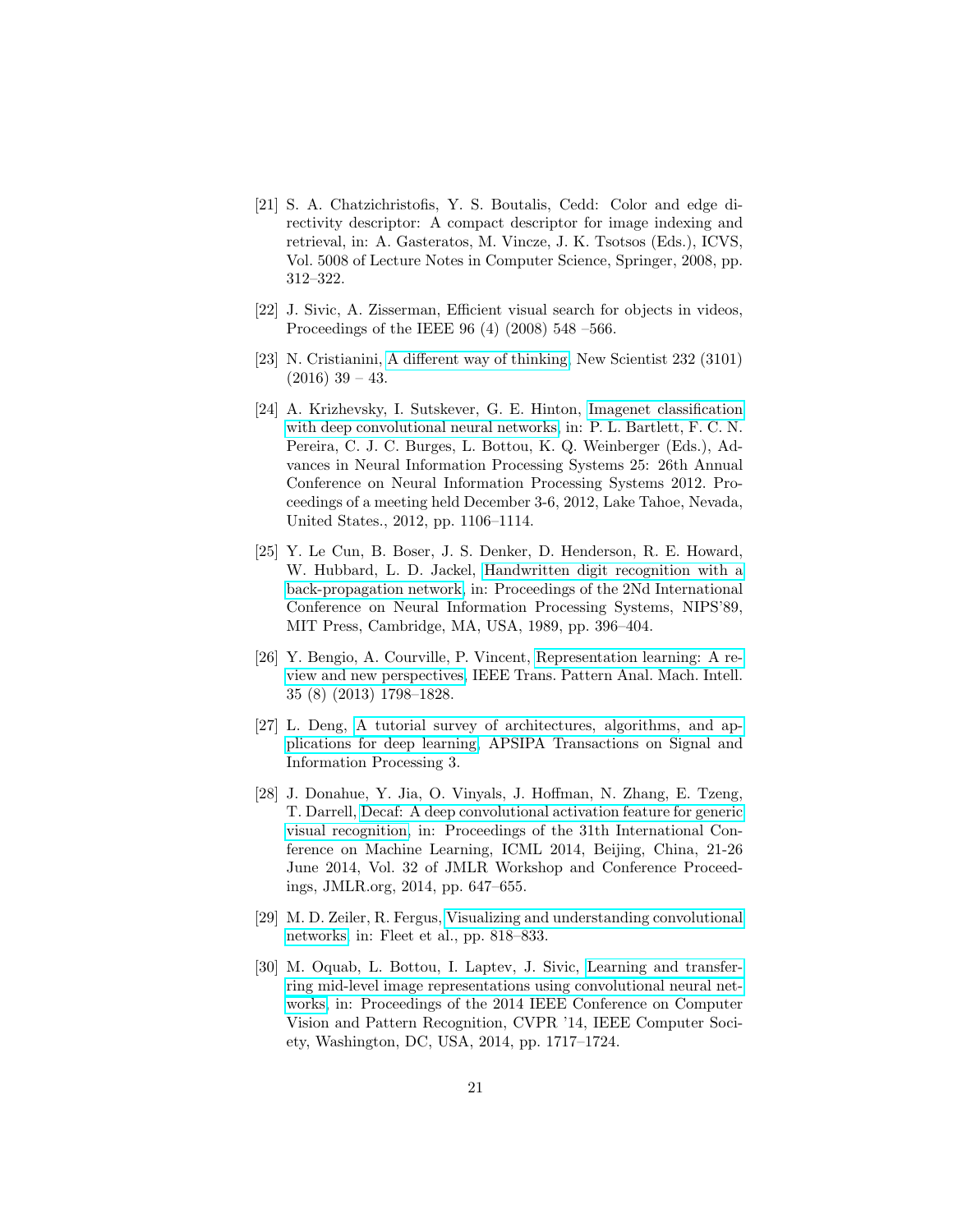[21] S. A. Chatzichristofis, Y. S. Boutalis, Cedd: Color and edge directivity descriptor: A compact descriptor for image indexing and retrieval, in: A. Gasteratos, M. Vincze, J. K. Tsotsos (Eds.), ICVS, Vol. 5008 of Lecture Notes in Computer Science, Springer, 2008, pp. 312–322.

[22] J. Sivic, A. Zisserman, Efficient visual search for objects in videos, Proceedings of the IEEE 96 (4) (2008) 548 –566.

[23] N. Cristianini, A different way of thinking, New Scientist 232 (3101) (2016) 39 – 43.

[24] A. Krizhevsky, I. Sutskever, G. E. Hinton, Imagenet classification with deep convolutional neural networks, in: P. L. Bartlett, F. C. N. Pereira, C. J. C. Burges, L. Bottou, K. Q. Weinberger (Eds.), Advances in Neural Information Processing Systems 25: 26th Annual Conference on Neural Information Processing Systems 2012. Proceedings of a meeting held December 3-6, 2012, Lake Tahoe, Nevada, United States., 2012, pp. 1106–1114.

[25] Y. Le Cun, B. Boser, J. S. Denker, D. Henderson, R. E. Howard, W. Hubbard, L. D. Jackel, Handwritten digit recognition with a back-propagation network, in: Proceedings of the 2Nd International Conference on Neural Information Processing Systems, NIPS'89, MIT Press, Cambridge, MA, USA, 1989, pp. 396–404.

[26] Y. Bengio, A. Courville, P. Vincent, Representation learning: A review and new perspectives, IEEE Trans. Pattern Anal. Mach. Intell. 35 (8) (2013) 1798–1828.

[27] L. Deng, A tutorial survey of architectures, algorithms, and applications for deep learning, APSIPA Transactions on Signal and Information Processing 3.

[28] J. Donahue, Y. Jia, O. Vinyals, J. Hoffman, N. Zhang, E. Tzeng, T. Darrell, Decaf: A deep convolutional activation feature for generic visual recognition, in: Proceedings of the 31th International Conference on Machine Learning, ICML 2014, Beijing, China, 21-26 June 2014, Vol. 32 of JMLR Workshop and Conference Proceedings, JMLR.org, 2014, pp. 647–655.

[29] M. D. Zeiler, R. Fergus, Visualizing and understanding convolutional networks, in: Fleet et al., pp. 818–833.

[30] M. Oquab, L. Bottou, I. Laptev, J. Sivic, Learning and transferring mid-level image representations using convolutional neural networks, in: Proceedings of the 2014 IEEE Conference on Computer Vision and Pattern Recognition, CVPR '14, IEEE Computer Society, Washington, DC, USA, 2014, pp. 1717–1724.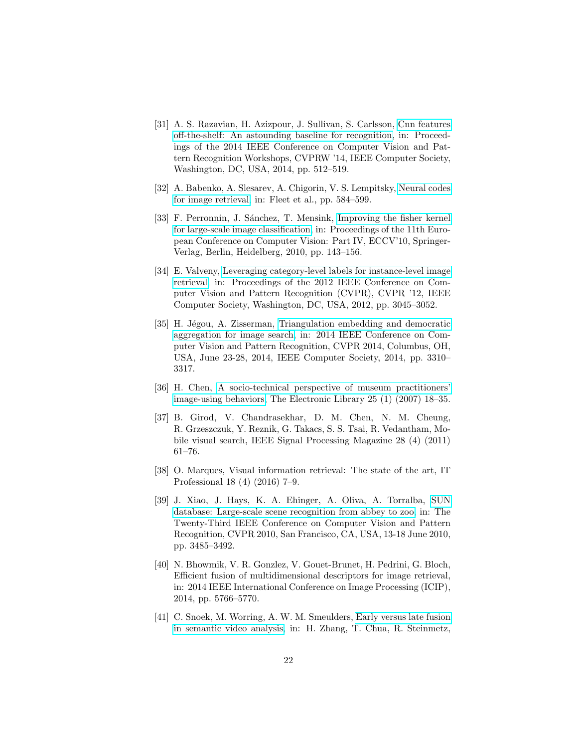[31] A. S. Razavian, H. Azizpour, J. Sullivan, S. Carlsson, Cnn features off-the-shelf: An astounding baseline for recognition, in: Proceedings of the 2014 IEEE Conference on Computer Vision and Pattern Recognition Workshops, CVPRW '14, IEEE Computer Society, Washington, DC, USA, 2014, pp. 512–519.

[32] A. Babenko, A. Slesarev, A. Chigorin, V. S. Lempitsky, Neural codes for image retrieval, in: Fleet et al., pp. 584–599.

[33] F. Perronnin, J. Sánchez, T. Mensink, Improving the fisher kernel for large-scale image classification, in: Proceedings of the 11th European Conference on Computer Vision: Part IV, ECCV'10, Springer-Verlag, Berlin, Heidelberg, 2010, pp. 143–156.

[34] E. Valveny, Leveraging category-level labels for instance-level image retrieval, in: Proceedings of the 2012 IEEE Conference on Computer Vision and Pattern Recognition (CVPR), CVPR '12, IEEE Computer Society, Washington, DC, USA, 2012, pp. 3045–3052.

[35] H. Jégou, A. Zisserman, Triangulation embedding and democratic aggregation for image search, in: 2014 IEEE Conference on Computer Vision and Pattern Recognition, CVPR 2014, Columbus, OH, USA, June 23-28, 2014, IEEE Computer Society, 2014, pp. 3310–3317.

[36] H. Chen, A socio-technical perspective of museum practitioners' image-using behaviors, The Electronic Library 25 (1) (2007) 18–35.

[37] B. Girod, V. Chandrasekhar, D. M. Chen, N. M. Cheung, R. Grzeszczuk, Y. Reznik, G. Takacs, S. S. Tsai, R. Vedantham, Mobile visual search, IEEE Signal Processing Magazine 28 (4) (2011) 61–76.

[38] O. Marques, Visual information retrieval: The state of the art, IT Professional 18 (4) (2016) 7–9.

[39] J. Xiao, J. Hays, K. A. Ehinger, A. Oliva, A. Torralba, SUN database: Large-scale scene recognition from abbey to zoo, in: The Twenty-Third IEEE Conference on Computer Vision and Pattern Recognition, CVPR 2010, San Francisco, CA, USA, 13-18 June 2010, pp. 3485–3492.

[40] N. Bhowmik, V. R. Gonzlez, V. Gouet-Brunet, H. Pedrini, G. Bloch, Efficient fusion of multidimensional descriptors for image retrieval, in: 2014 IEEE International Conference on Image Processing (ICIP), 2014, pp. 5766–5770.

[41] C. Snoek, M. Worring, A. W. M. Smeulders, Early versus late fusion in semantic video analysis, in: H. Zhang, T. Chua, R. Steinmetz,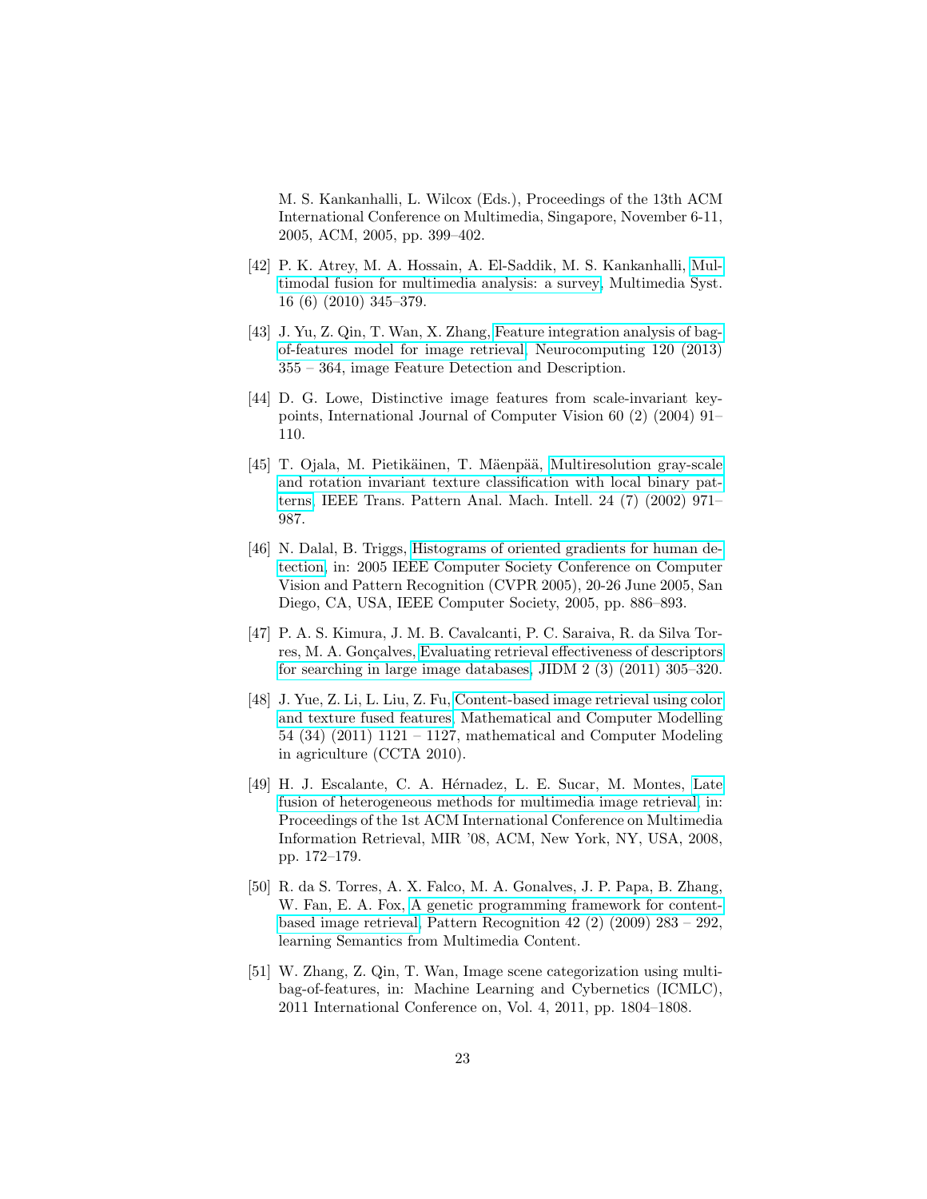M. S. Kankanhalli, L. Wilcox (Eds.), Proceedings of the 13th ACM International Conference on Multimedia, Singapore, November 6-11, 2005, ACM, 2005, pp. 399–402.

[42] P. K. Atrey, M. A. Hossain, A. El-Saddik, M. S. Kankanhalli, Multimodal fusion for multimedia analysis: a survey, Multimedia Syst. 16 (6) (2010) 345–379.

[43] J. Yu, Z. Qin, T. Wan, X. Zhang, Feature integration analysis of bag-of-features model for image retrieval, Neurocomputing 120 (2013) 355 – 364, image Feature Detection and Description.

[44] D. G. Lowe, Distinctive image features from scale-invariant keypoints, International Journal of Computer Vision 60 (2) (2004) 91–110.

[45] T. Ojala, M. Pietikäinen, T. Mäenpää, Multiresolution gray-scale and rotation invariant texture classification with local binary patterns, IEEE Trans. Pattern Anal. Mach. Intell. 24 (7) (2002) 971–987.

[46] N. Dalal, B. Triggs, Histograms of oriented gradients for human detection, in: 2005 IEEE Computer Society Conference on Computer Vision and Pattern Recognition (CVPR 2005), 20-26 June 2005, San Diego, CA, USA, IEEE Computer Society, 2005, pp. 886–893.

[47] P. A. S. Kimura, J. M. B. Cavalcanti, P. C. Saraiva, R. da Silva Torres, M. A. Gonçalves, Evaluating retrieval effectiveness of descriptors for searching in large image databases, JIDM 2 (3) (2011) 305–320.

[48] J. Yue, Z. Li, L. Liu, Z. Fu, Content-based image retrieval using color and texture fused features, Mathematical and Computer Modelling 54 (34) (2011) 1121 – 1127, mathematical and Computer Modeling in agriculture (CCTA 2010).

[49] H. J. Escalante, C. A. Hérnadez, L. E. Sucar, M. Montes, Late fusion of heterogeneous methods for multimedia image retrieval, in: Proceedings of the 1st ACM International Conference on Multimedia Information Retrieval, MIR '08, ACM, New York, NY, USA, 2008, pp. 172–179.

[50] R. da S. Torres, A. X. Falco, M. A. Gonalves, J. P. Papa, B. Zhang, W. Fan, E. A. Fox, A genetic programming framework for content-based image retrieval, Pattern Recognition 42 (2) (2009) 283 – 292, learning Semantics from Multimedia Content.

[51] W. Zhang, Z. Qin, T. Wan, Image scene categorization using multi-bag-of-features, in: Machine Learning and Cybernetics (ICMLC), 2011 International Conference on, Vol. 4, 2011, pp. 1804–1808.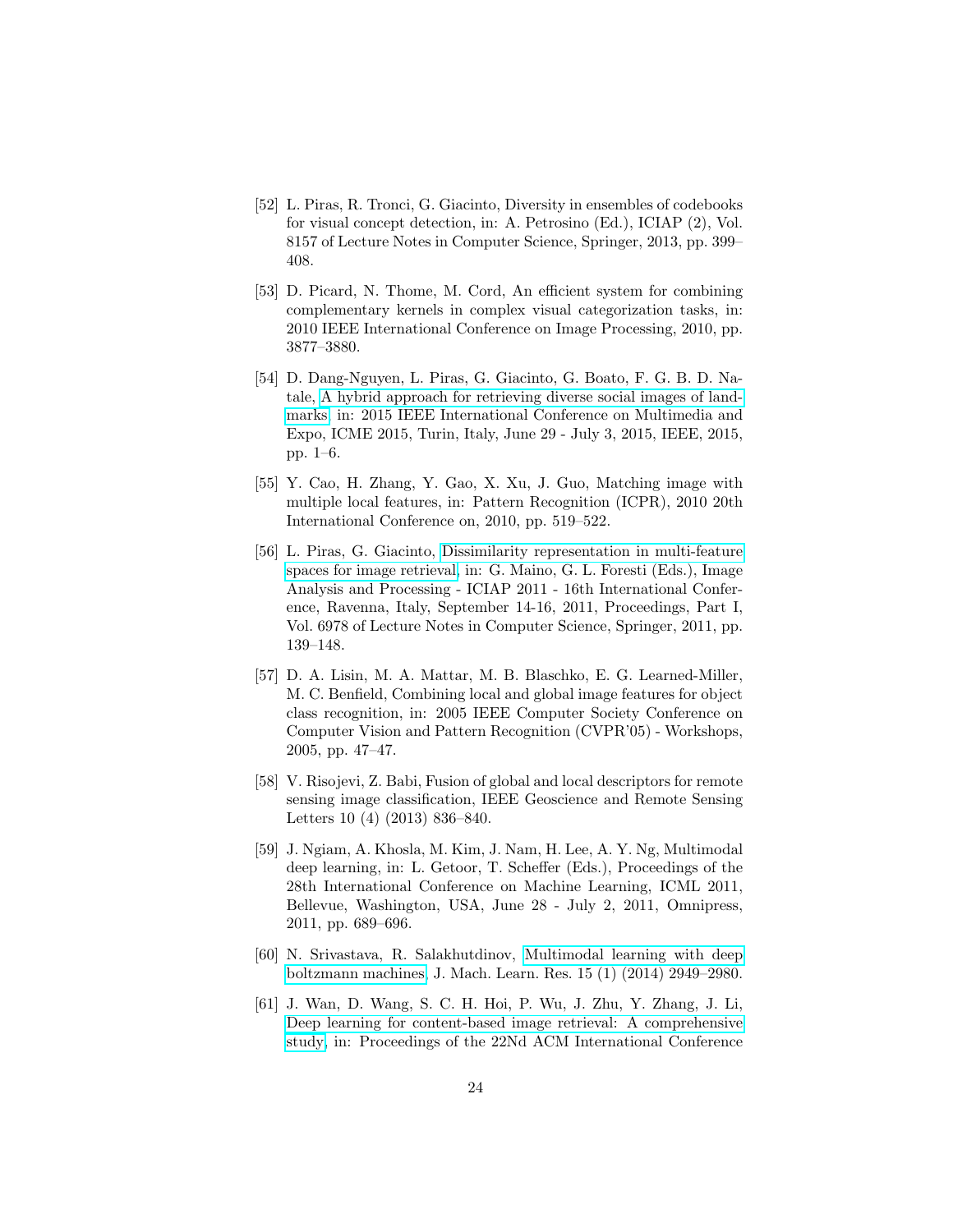[52] L. Piras, R. Tronci, G. Giacinto, Diversity in ensembles of codebooks for visual concept detection, in: A. Petrosino (Ed.), ICIAP (2), Vol. 8157 of Lecture Notes in Computer Science, Springer, 2013, pp. 399–408.

[53] D. Picard, N. Thome, M. Cord, An efficient system for combining complementary kernels in complex visual categorization tasks, in: 2010 IEEE International Conference on Image Processing, 2010, pp. 3877–3880.

[54] D. Dang-Nguyen, L. Piras, G. Giacinto, G. Boato, F. G. B. D. Natale, A hybrid approach for retrieving diverse social images of landmarks, in: 2015 IEEE International Conference on Multimedia and Expo, ICME 2015, Turin, Italy, June 29 - July 3, 2015, IEEE, 2015, pp. 1–6.

[55] Y. Cao, H. Zhang, Y. Gao, X. Xu, J. Guo, Matching image with multiple local features, in: Pattern Recognition (ICPR), 2010 20th International Conference on, 2010, pp. 519–522.

[56] L. Piras, G. Giacinto, Dissimilarity representation in multi-feature spaces for image retrieval, in: G. Maino, G. L. Foresti (Eds.), Image Analysis and Processing - ICIAP 2011 - 16th International Conference, Ravenna, Italy, September 14-16, 2011, Proceedings, Part I, Vol. 6978 of Lecture Notes in Computer Science, Springer, 2011, pp. 139–148.

[57] D. A. Lisin, M. A. Mattar, M. B. Blaschko, E. G. Learned-Miller, M. C. Benfield, Combining local and global image features for object class recognition, in: 2005 IEEE Computer Society Conference on Computer Vision and Pattern Recognition (CVPR'05) - Workshops, 2005, pp. 47–47.

[58] V. Risojevi, Z. Babi, Fusion of global and local descriptors for remote sensing image classification, IEEE Geoscience and Remote Sensing Letters 10 (4) (2013) 836–840.

[59] J. Ngiam, A. Khosla, M. Kim, J. Nam, H. Lee, A. Y. Ng, Multimodal deep learning, in: L. Getoor, T. Scheffer (Eds.), Proceedings of the 28th International Conference on Machine Learning, ICML 2011, Bellevue, Washington, USA, June 28 - July 2, 2011, Omnipress, 2011, pp. 689–696.

[60] N. Srivastava, R. Salakhutdinov, Multimodal learning with deep boltzmann machines, J. Mach. Learn. Res. 15 (1) (2014) 2949–2980.

[61] J. Wan, D. Wang, S. C. H. Hoi, P. Wu, J. Zhu, Y. Zhang, J. Li, Deep learning for content-based image retrieval: A comprehensive study, in: Proceedings of the 22Nd ACM International Conference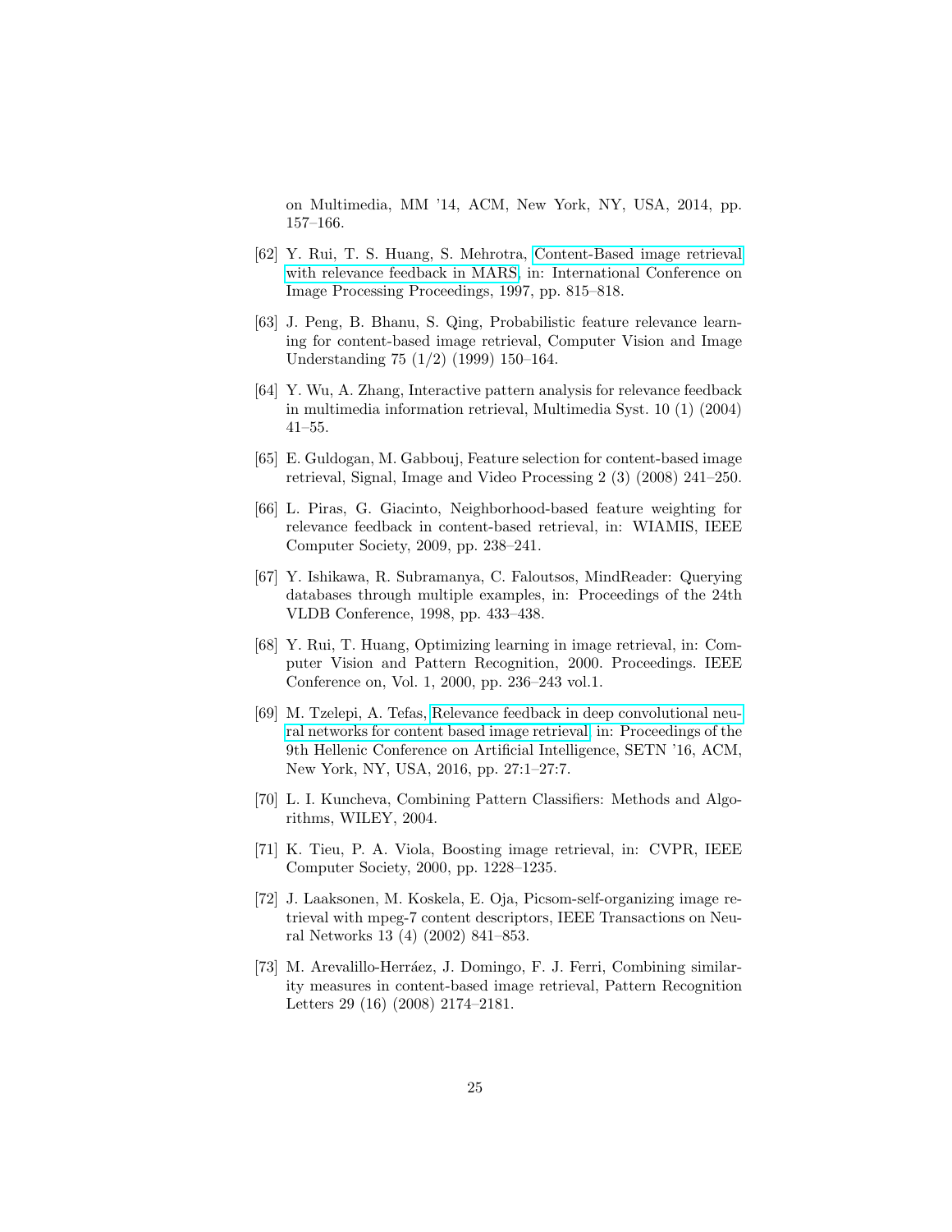on Multimedia, MM '14, ACM, New York, NY, USA, 2014, pp. 157–166.

[62] Y. Rui, T. S. Huang, S. Mehrotra, Content-Based image retrieval with relevance feedback in MARS, in: International Conference on Image Processing Proceedings, 1997, pp. 815–818.

[63] J. Peng, B. Bhanu, S. Qing, Probabilistic feature relevance learning for content-based image retrieval, Computer Vision and Image Understanding 75 (1/2) (1999) 150–164.

[64] Y. Wu, A. Zhang, Interactive pattern analysis for relevance feedback in multimedia information retrieval, Multimedia Syst. 10 (1) (2004) 41–55.

[65] E. Guldogan, M. Gabbouj, Feature selection for content-based image retrieval, Signal, Image and Video Processing 2 (3) (2008) 241–250.

[66] L. Piras, G. Giacinto, Neighborhood-based feature weighting for relevance feedback in content-based retrieval, in: WIAMIS, IEEE Computer Society, 2009, pp. 238–241.

[67] Y. Ishikawa, R. Subramanya, C. Faloutsos, MindReader: Querying databases through multiple examples, in: Proceedings of the 24th VLDB Conference, 1998, pp. 433–438.

[68] Y. Rui, T. Huang, Optimizing learning in image retrieval, in: Computer Vision and Pattern Recognition, 2000. Proceedings. IEEE Conference on, Vol. 1, 2000, pp. 236–243 vol.1.

[69] M. Tzelepi, A. Tefas, Relevance feedback in deep convolutional neural networks for content based image retrieval, in: Proceedings of the 9th Hellenic Conference on Artificial Intelligence, SETN '16, ACM, New York, NY, USA, 2016, pp. 27:1–27:7.

[70] L. I. Kuncheva, Combining Pattern Classifiers: Methods and Algorithms, WILEY, 2004.

[71] K. Tieu, P. A. Viola, Boosting image retrieval, in: CVPR, IEEE Computer Society, 2000, pp. 1228–1235.

[72] J. Laaksonen, M. Koskela, E. Oja, Picsom-self-organizing image retrieval with mpeg-7 content descriptors, IEEE Transactions on Neural Networks 13 (4) (2002) 841–853.

[73] M. Arevalillo-Herráez, J. Domingo, F. J. Ferri, Combining similarity measures in content-based image retrieval, Pattern Recognition Letters 29 (16) (2008) 2174–2181.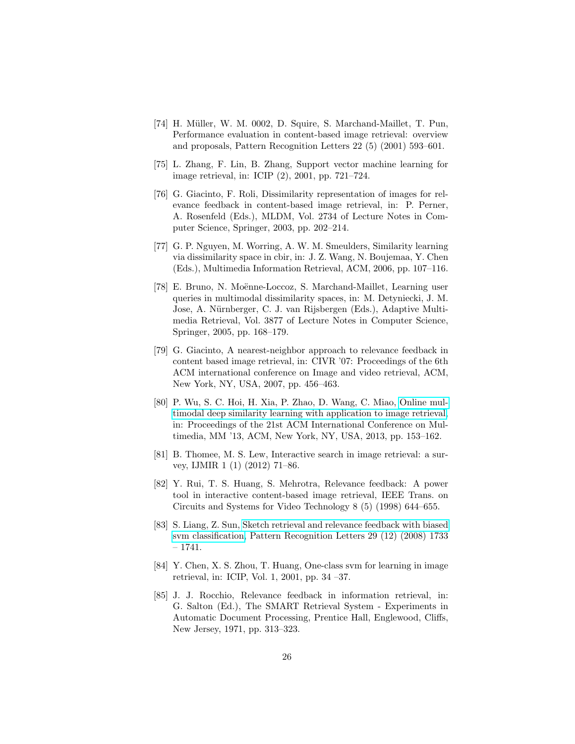[74] H. Müller, W. M. 0002, D. Squire, S. Marchand-Maillet, T. Pun, Performance evaluation in content-based image retrieval: overview and proposals, Pattern Recognition Letters 22 (5) (2001) 593–601.

[75] L. Zhang, F. Lin, B. Zhang, Support vector machine learning for image retrieval, in: ICIP (2), 2001, pp. 721–724.

[76] G. Giacinto, F. Roli, Dissimilarity representation of images for relevance feedback in content-based image retrieval, in: P. Perner, A. Rosenfeld (Eds.), MLDM, Vol. 2734 of Lecture Notes in Computer Science, Springer, 2003, pp. 202–214.

[77] G. P. Nguyen, M. Worring, A. W. M. Smeulders, Similarity learning via dissimilarity space in cbir, in: J. Z. Wang, N. Boujemaa, Y. Chen (Eds.), Multimedia Information Retrieval, ACM, 2006, pp. 107–116.

[78] E. Bruno, N. Moënne-Loccoz, S. Marchand-Maillet, Learning user queries in multimodal dissimilarity spaces, in: M. Detyniecki, J. M. Jose, A. Nürnberger, C. J. van Rijsbergen (Eds.), Adaptive Multimedia Retrieval, Vol. 3877 of Lecture Notes in Computer Science, Springer, 2005, pp. 168–179.

[79] G. Giacinto, A nearest-neighbor approach to relevance feedback in content based image retrieval, in: CIVR '07: Proceedings of the 6th ACM international conference on Image and video retrieval, ACM, New York, NY, USA, 2007, pp. 456–463.

[80] P. Wu, S. C. Hoi, H. Xia, P. Zhao, D. Wang, C. Miao, Online multimodal deep similarity learning with application to image retrieval, in: Proceedings of the 21st ACM International Conference on Multimedia, MM '13, ACM, New York, NY, USA, 2013, pp. 153–162.

[81] B. Thomee, M. S. Lew, Interactive search in image retrieval: a survey, IJMIR 1 (1) (2012) 71–86.

[82] Y. Rui, T. S. Huang, S. Mehrotra, Relevance feedback: A power tool in interactive content-based image retrieval, IEEE Trans. on Circuits and Systems for Video Technology 8 (5) (1998) 644–655.

[83] S. Liang, Z. Sun, Sketch retrieval and relevance feedback with biased svm classification, Pattern Recognition Letters 29 (12) (2008) 1733 – 1741.

[84] Y. Chen, X. S. Zhou, T. Huang, One-class svm for learning in image retrieval, in: ICIP, Vol. 1, 2001, pp. 34 –37.

[85] J. J. Rocchio, Relevance feedback in information retrieval, in: G. Salton (Ed.), The SMART Retrieval System - Experiments in Automatic Document Processing, Prentice Hall, Englewood, Cliffs, New Jersey, 1971, pp. 313–323.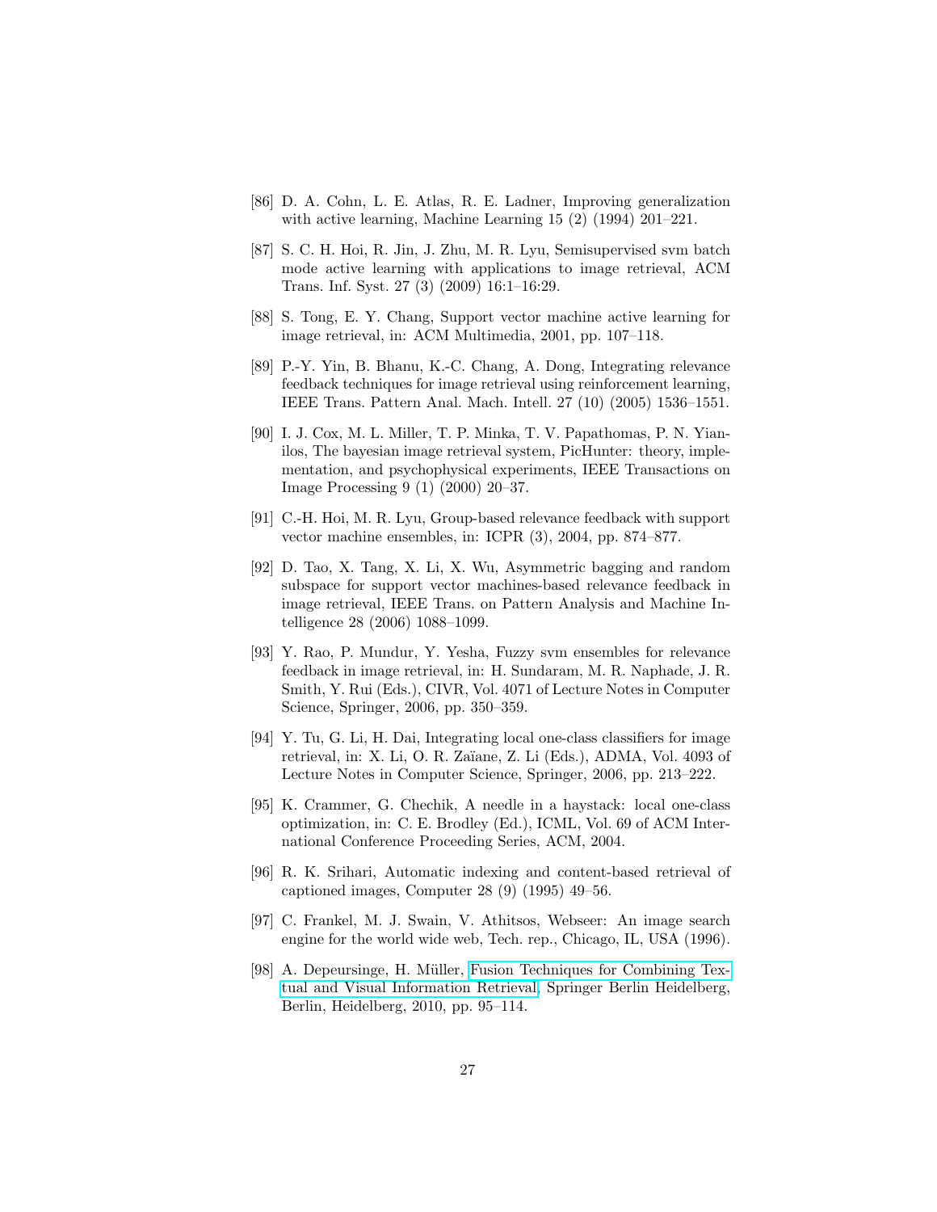[86] D. A. Cohn, L. E. Atlas, R. E. Ladner, Improving generalization with active learning, Machine Learning 15 (2) (1994) 201–221.

[87] S. C. H. Hoi, R. Jin, J. Zhu, M. R. Lyu, Semisupervised svm batch mode active learning with applications to image retrieval, ACM Trans. Inf. Syst. 27 (3) (2009) 16:1–16:29.

[88] S. Tong, E. Y. Chang, Support vector machine active learning for image retrieval, in: ACM Multimedia, 2001, pp. 107–118.

[89] P.-Y. Yin, B. Bhanu, K.-C. Chang, A. Dong, Integrating relevance feedback techniques for image retrieval using reinforcement learning, IEEE Trans. Pattern Anal. Mach. Intell. 27 (10) (2005) 1536–1551.

[90] I. J. Cox, M. L. Miller, T. P. Minka, T. V. Papathomas, P. N. Yianilos, The bayesian image retrieval system, PicHunter: theory, implementation, and psychophysical experiments, IEEE Transactions on Image Processing 9 (1) (2000) 20–37.

[91] C.-H. Hoi, M. R. Lyu, Group-based relevance feedback with support vector machine ensembles, in: ICPR (3), 2004, pp. 874–877.

[92] D. Tao, X. Tang, X. Li, X. Wu, Asymmetric bagging and random subspace for support vector machines-based relevance feedback in image retrieval, IEEE Trans. on Pattern Analysis and Machine Intelligence 28 (2006) 1088–1099.

[93] Y. Rao, P. Mundur, Y. Yesha, Fuzzy svm ensembles for relevance feedback in image retrieval, in: H. Sundaram, M. R. Naphade, J. R. Smith, Y. Rui (Eds.), CIVR, Vol. 4071 of Lecture Notes in Computer Science, Springer, 2006, pp. 350–359.

[94] Y. Tu, G. Li, H. Dai, Integrating local one-class classifiers for image retrieval, in: X. Li, O. R. Zaïane, Z. Li (Eds.), ADMA, Vol. 4093 of Lecture Notes in Computer Science, Springer, 2006, pp. 213–222.

[95] K. Crammer, G. Chechik, A needle in a haystack: local one-class optimization, in: C. E. Brodley (Ed.), ICML, Vol. 69 of ACM International Conference Proceeding Series, ACM, 2004.

[96] R. K. Srihari, Automatic indexing and content-based retrieval of captioned images, Computer 28 (9) (1995) 49–56.

[97] C. Frankel, M. J. Swain, V. Athitsos, Webseer: An image search engine for the world wide web, Tech. rep., Chicago, IL, USA (1996).

[98] A. Depeursinge, H. Müller, Fusion Techniques for Combining Textual and Visual Information Retrieval, Springer Berlin Heidelberg, Berlin, Heidelberg, 2010, pp. 95–114.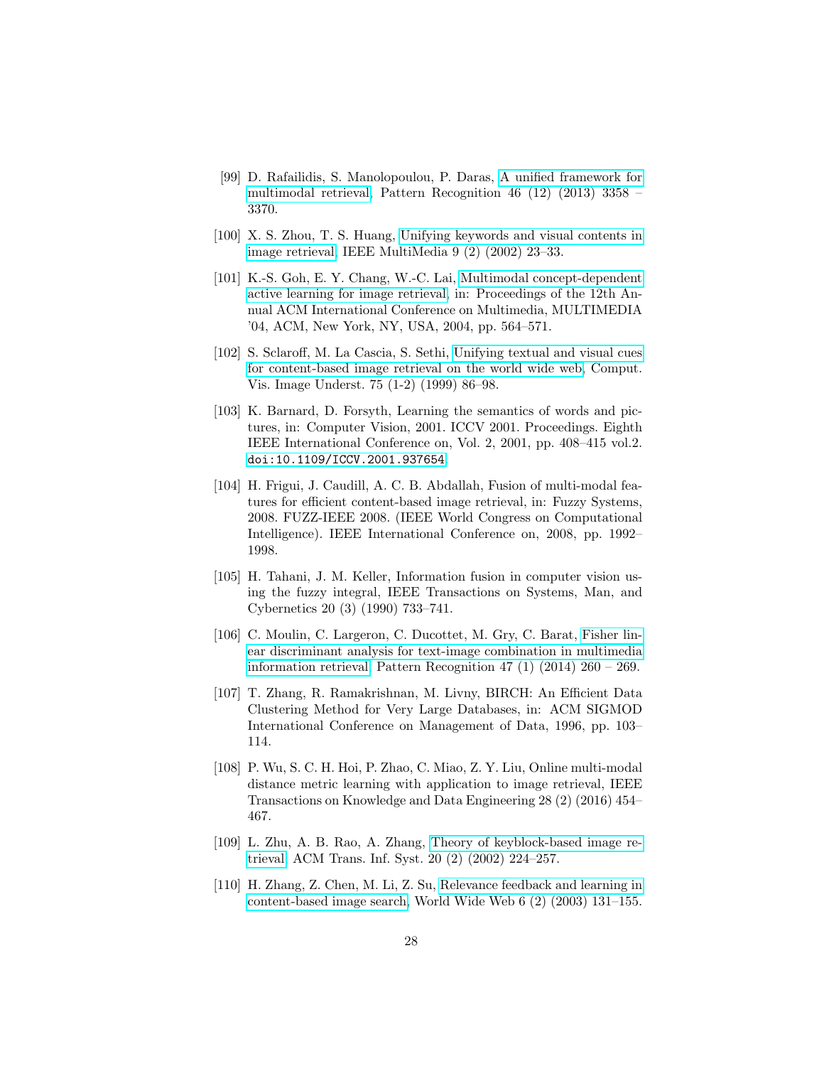[99] D. Rafailidis, S. Manolopoulou, P. Daras, A unified framework for multimodal retrieval, Pattern Recognition 46 (12) (2013) 3358 – 3370.

[100] X. S. Zhou, T. S. Huang, Unifying keywords and visual contents in image retrieval, IEEE MultiMedia 9 (2) (2002) 23–33.

[101] K.-S. Goh, E. Y. Chang, W.-C. Lai, Multimodal concept-dependent active learning for image retrieval, in: Proceedings of the 12th Annual ACM International Conference on Multimedia, MULTIMEDIA '04, ACM, New York, NY, USA, 2004, pp. 564–571.

[102] S. Sclaroff, M. La Cascia, S. Sethi, Unifying textual and visual cues for content-based image retrieval on the world wide web, Comput. Vis. Image Underst. 75 (1-2) (1999) 86–98.

[103] K. Barnard, D. Forsyth, Learning the semantics of words and pictures, in: Computer Vision, 2001. ICCV 2001. Proceedings. Eighth IEEE International Conference on, Vol. 2, 2001, pp. 408–415 vol.2. doi:10.1109/ICCV.2001.937654.

[104] H. Frigui, J. Caudill, A. C. B. Abdallah, Fusion of multi-modal features for efficient content-based image retrieval, in: Fuzzy Systems, 2008. FUZZ-IEEE 2008. (IEEE World Congress on Computational Intelligence). IEEE International Conference on, 2008, pp. 1992–1998.

[105] H. Tahani, J. M. Keller, Information fusion in computer vision using the fuzzy integral, IEEE Transactions on Systems, Man, and Cybernetics 20 (3) (1990) 733–741.

[106] C. Moulin, C. Largeron, C. Ducottet, M. Gry, C. Barat, Fisher linear discriminant analysis for text-image combination in multimedia information retrieval, Pattern Recognition 47 (1) (2014) 260 – 269.

[107] T. Zhang, R. Ramakrishnan, M. Livny, BIRCH: An Efficient Data Clustering Method for Very Large Databases, in: ACM SIGMOD International Conference on Management of Data, 1996, pp. 103–114.

[108] P. Wu, S. C. H. Hoi, P. Zhao, C. Miao, Z. Y. Liu, Online multi-modal distance metric learning with application to image retrieval, IEEE Transactions on Knowledge and Data Engineering 28 (2) (2016) 454–467.

[109] L. Zhu, A. B. Rao, A. Zhang, Theory of keyblock-based image retrieval, ACM Trans. Inf. Syst. 20 (2) (2002) 224–257.

[110] H. Zhang, Z. Chen, M. Li, Z. Su, Relevance feedback and learning in content-based image search, World Wide Web 6 (2) (2003) 131–155.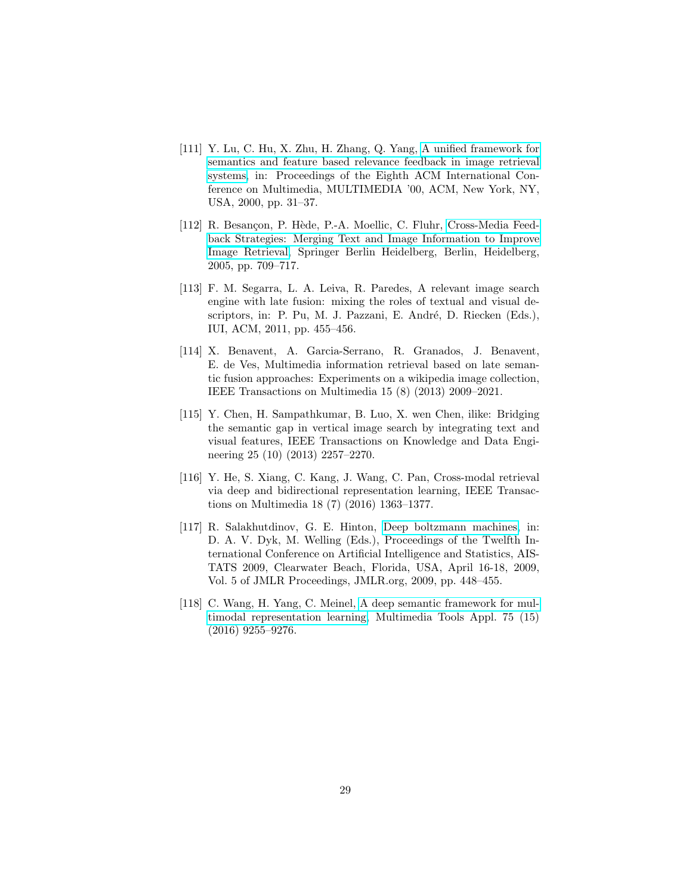[111] Y. Lu, C. Hu, X. Zhu, H. Zhang, Q. Yang, A unified framework for semantics and feature based relevance feedback in image retrieval systems, in: Proceedings of the Eighth ACM International Conference on Multimedia, MULTIMEDIA '00, ACM, New York, NY, USA, 2000, pp. 31–37.

[112] R. Besançon, P. Hède, P.-A. Moellic, C. Fluhr, Cross-Media Feedback Strategies: Merging Text and Image Information to Improve Image Retrieval, Springer Berlin Heidelberg, Berlin, Heidelberg, 2005, pp. 709–717.

[113] F. M. Segarra, L. A. Leiva, R. Paredes, A relevant image search engine with late fusion: mixing the roles of textual and visual descriptors, in: P. Pu, M. J. Pazzani, E. André, D. Riecken (Eds.), IUI, ACM, 2011, pp. 455–456.

[114] X. Benavent, A. Garcia-Serrano, R. Granados, J. Benavent, E. de Ves, Multimedia information retrieval based on late semantic fusion approaches: Experiments on a wikipedia image collection, IEEE Transactions on Multimedia 15 (8) (2013) 2009–2021.

[115] Y. Chen, H. Sampathkumar, B. Luo, X. wen Chen, ilike: Bridging the semantic gap in vertical image search by integrating text and visual features, IEEE Transactions on Knowledge and Data Engineering 25 (10) (2013) 2257–2270.

[116] Y. He, S. Xiang, C. Kang, J. Wang, C. Pan, Cross-modal retrieval via deep and bidirectional representation learning, IEEE Transactions on Multimedia 18 (7) (2016) 1363–1377.

[117] R. Salakhutdinov, G. E. Hinton, Deep boltzmann machines, in: D. A. V. Dyk, M. Welling (Eds.), Proceedings of the Twelfth International Conference on Artificial Intelligence and Statistics, AISTATS 2009, Clearwater Beach, Florida, USA, April 16-18, 2009, Vol. 5 of JMLR Proceedings, JMLR.org, 2009, pp. 448–455.

[118] C. Wang, H. Yang, C. Meinel, A deep semantic framework for multimodal representation learning, Multimedia Tools Appl. 75 (15) (2016) 9255–9276.